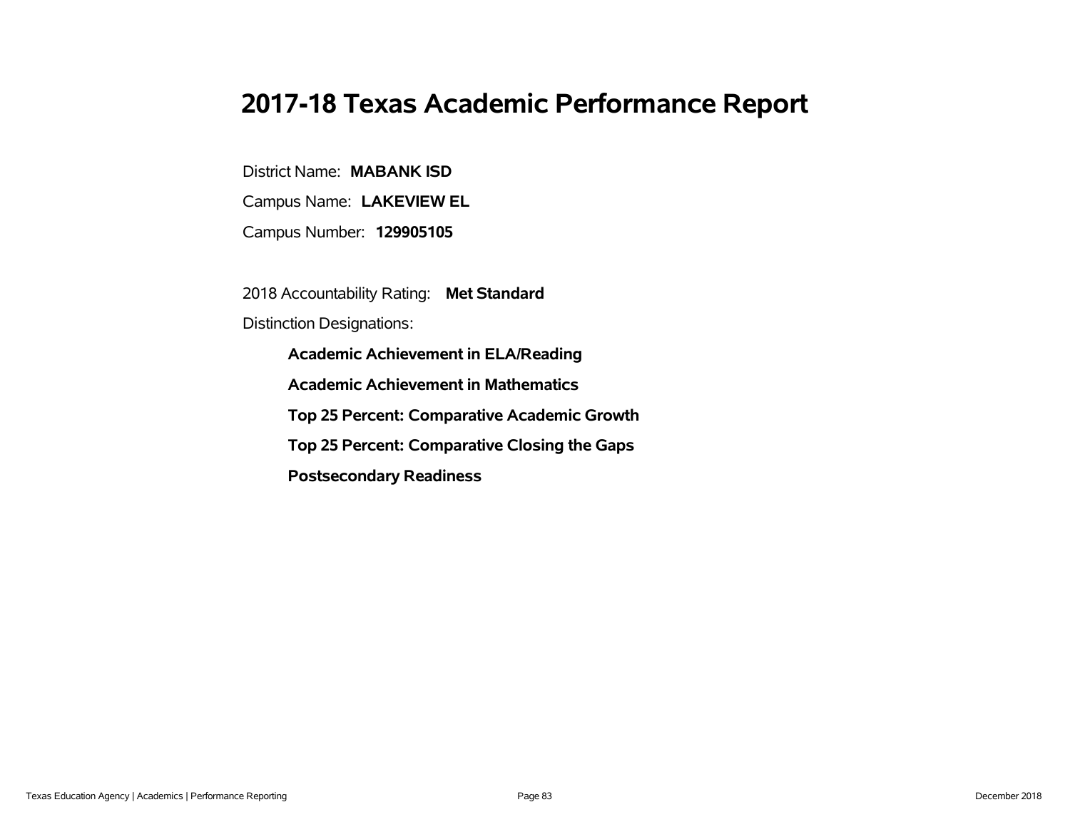# 2017-18 Texas Academic Performance Report

District Name: **MABANK ISD**

Campus Name: **LAKEVIEW EL**

Campus Number: **129905105**

2018 Accountability Rating: **Met Standard**

Distinction Designations:

- **Academic Achievement in ELA/Reading**
- **Academic Achievement in Mathematics**
- **Top 25 Percent: Comparative Academic Growth**
- **Top 25 Percent: Comparative Closing the Gaps**
- **Postsecondary Readiness**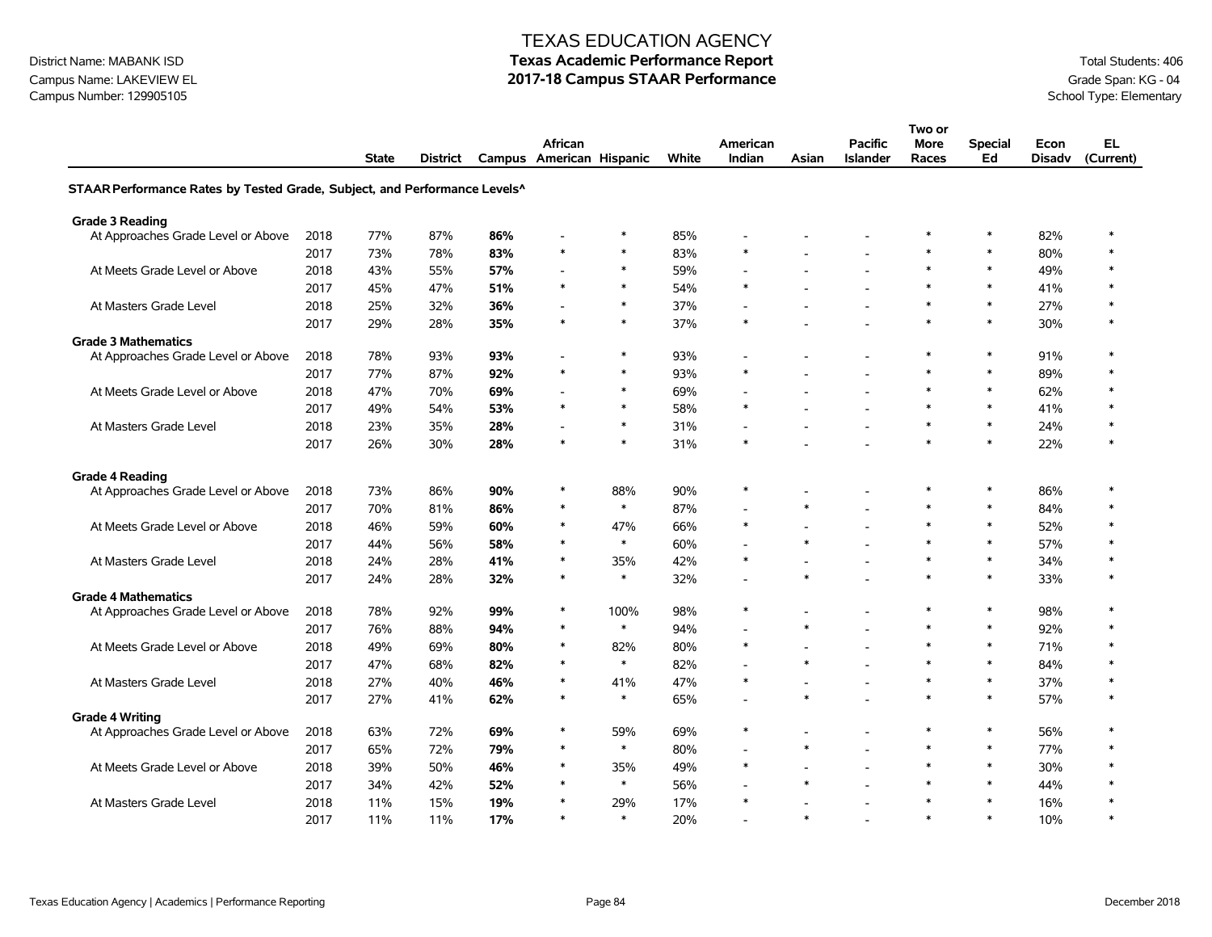# TEXAS EDUCATION AGENCY
## Texas Academic Performance Report
## 2017-18 Campus STAAR Performance

District Name: MABANK ISD
Campus Name: LAKEVIEW EL
Campus Number: 129905105

Total Students: 406
Grade Span: KG - 04
School Type: Elementary

| | | State | District | Campus | African American | Hispanic | White | American Indian | Asian | Pacific Islander | Two or More Races | Special Ed | Econ Disadv | EL (Current) |
|---|---|---|---|---|---|---|---|---|---|---|---|---|---|---|
| **STAAR Performance Rates by Tested Grade, Subject, and Performance Levels^** | | | | | | | | | | | | | | |
| **Grade 3 Reading** | | | | | | | | | | | | | | |
| At Approaches Grade Level or Above | 2018 | 77% | 87% | **86%** | - | * | 85% | - | - | - | * | * | 82% | * |
| | 2017 | 73% | 78% | **83%** | * | * | 83% | * | - | - | * | * | 80% | * |
| At Meets Grade Level or Above | 2018 | 43% | 55% | **57%** | - | * | 59% | - | - | - | * | * | 49% | * |
| | 2017 | 45% | 47% | **51%** | * | * | 54% | * | - | - | * | * | 41% | * |
| At Masters Grade Level | 2018 | 25% | 32% | **36%** | - | * | 37% | - | - | - | * | * | 27% | * |
| | 2017 | 29% | 28% | **35%** | * | * | 37% | * | - | - | * | * | 30% | * |
| **Grade 3 Mathematics** | | | | | | | | | | | | | | |
| At Approaches Grade Level or Above | 2018 | 78% | 93% | **93%** | - | * | 93% | - | - | - | * | * | 91% | * |
| | 2017 | 77% | 87% | **92%** | * | * | 93% | * | - | - | * | * | 89% | * |
| At Meets Grade Level or Above | 2018 | 47% | 70% | **69%** | - | * | 69% | - | - | - | * | * | 62% | * |
| | 2017 | 49% | 54% | **53%** | * | * | 58% | * | - | - | * | * | 41% | * |
| At Masters Grade Level | 2018 | 23% | 35% | **28%** | - | * | 31% | - | - | - | * | * | 24% | * |
| | 2017 | 26% | 30% | **28%** | * | * | 31% | * | - | - | * | * | 22% | * |
| **Grade 4 Reading** | | | | | | | | | | | | | | |
| At Approaches Grade Level or Above | 2018 | 73% | 86% | **90%** | * | 88% | 90% | * | - | - | * | * | 86% | * |
| | 2017 | 70% | 81% | **86%** | * | * | 87% | - | * | - | * | * | 84% | * |
| At Meets Grade Level or Above | 2018 | 46% | 59% | **60%** | * | 47% | 66% | * | - | - | * | * | 52% | * |
| | 2017 | 44% | 56% | **58%** | * | * | 60% | - | * | - | * | * | 57% | * |
| At Masters Grade Level | 2018 | 24% | 28% | **41%** | * | 35% | 42% | * | - | - | * | * | 34% | * |
| | 2017 | 24% | 28% | **32%** | * | * | 32% | - | * | - | * | * | 33% | * |
| **Grade 4 Mathematics** | | | | | | | | | | | | | | |
| At Approaches Grade Level or Above | 2018 | 78% | 92% | **99%** | * | 100% | 98% | * | - | - | * | * | 98% | * |
| | 2017 | 76% | 88% | **94%** | * | * | 94% | - | * | - | * | * | 92% | * |
| At Meets Grade Level or Above | 2018 | 49% | 69% | **80%** | * | 82% | 80% | * | - | - | * | * | 71% | * |
| | 2017 | 47% | 68% | **82%** | * | * | 82% | - | * | - | * | * | 84% | * |
| At Masters Grade Level | 2018 | 27% | 40% | **46%** | * | 41% | 47% | * | - | - | * | * | 37% | * |
| | 2017 | 27% | 41% | **62%** | * | * | 65% | - | * | - | * | * | 57% | * |
| **Grade 4 Writing** | | | | | | | | | | | | | | |
| At Approaches Grade Level or Above | 2018 | 63% | 72% | **69%** | * | 59% | 69% | * | - | - | * | * | 56% | * |
| | 2017 | 65% | 72% | **79%** | * | * | 80% | - | * | - | * | * | 77% | * |
| At Meets Grade Level or Above | 2018 | 39% | 50% | **46%** | * | 35% | 49% | * | - | - | * | * | 30% | * |
| | 2017 | 34% | 42% | **52%** | * | * | 56% | - | * | - | * | * | 44% | * |
| At Masters Grade Level | 2018 | 11% | 15% | **19%** | * | 29% | 17% | * | - | - | * | * | 16% | * |
| | 2017 | 11% | 11% | **17%** | * | * | 20% | - | * | - | * | * | 10% | * |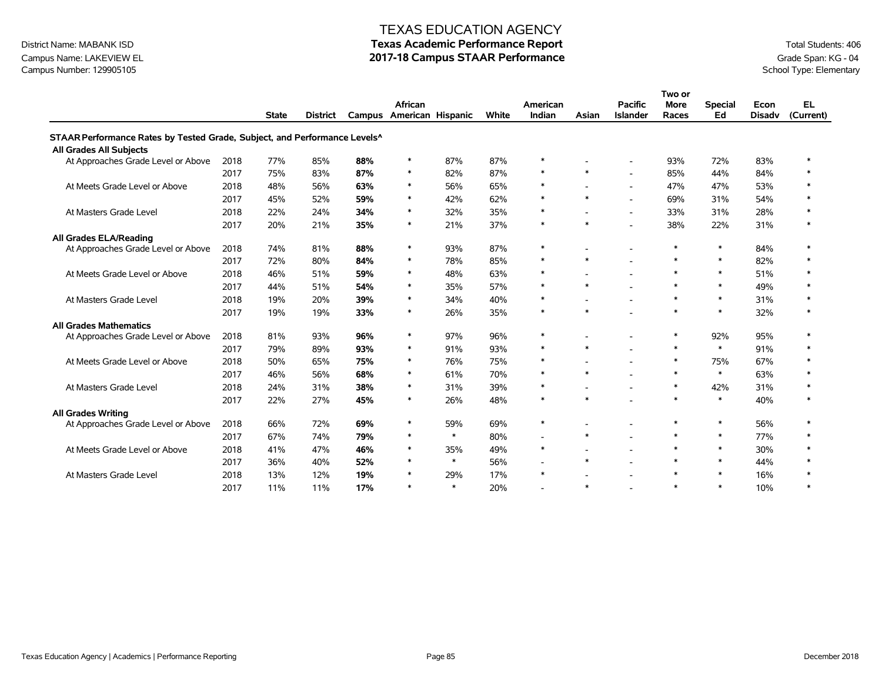# TEXAS EDUCATION AGENCY
## Texas Academic Performance Report
## 2017-18 Campus STAAR Performance

District Name: MABANK ISD
Campus Name: LAKEVIEW EL
Campus Number: 129905105

Total Students: 406
Grade Span: KG - 04
School Type: Elementary

| | | State | District | Campus | African American | Hispanic | White | American Indian | Asian | Pacific Islander | Two or More Races | Special Ed | Econ Disadv | EL (Current) |
|---|---|---|---|---|---|---|---|---|---|---|---|---|---|---|
| **STAAR Performance Rates by Tested Grade, Subject, and Performance Levels^** | | | | | | | | | | | | | | |
| **All Grades All Subjects** | | | | | | | | | | | | | | |
| At Approaches Grade Level or Above | 2018 | 77% | 85% | **88%** | * | 87% | 87% | * | - | - | 93% | 72% | 83% | * |
| | 2017 | 75% | 83% | **87%** | * | 82% | 87% | * | * | - | 85% | 44% | 84% | * |
| At Meets Grade Level or Above | 2018 | 48% | 56% | **63%** | * | 56% | 65% | * | - | - | 47% | 47% | 53% | * |
| | 2017 | 45% | 52% | **59%** | * | 42% | 62% | * | * | - | 69% | 31% | 54% | * |
| At Masters Grade Level | 2018 | 22% | 24% | **34%** | * | 32% | 35% | * | - | - | 33% | 31% | 28% | * |
| | 2017 | 20% | 21% | **35%** | * | 21% | 37% | * | * | - | 38% | 22% | 31% | * |
| **All Grades ELA/Reading** | | | | | | | | | | | | | | |
| At Approaches Grade Level or Above | 2018 | 74% | 81% | **88%** | * | 93% | 87% | * | - | - | * | * | 84% | * |
| | 2017 | 72% | 80% | **84%** | * | 78% | 85% | * | * | - | * | * | 82% | * |
| At Meets Grade Level or Above | 2018 | 46% | 51% | **59%** | * | 48% | 63% | * | - | - | * | * | 51% | * |
| | 2017 | 44% | 51% | **54%** | * | 35% | 57% | * | * | - | * | * | 49% | * |
| At Masters Grade Level | 2018 | 19% | 20% | **39%** | * | 34% | 40% | * | - | - | * | * | 31% | * |
| | 2017 | 19% | 19% | **33%** | * | 26% | 35% | * | * | - | * | * | 32% | * |
| **All Grades Mathematics** | | | | | | | | | | | | | | |
| At Approaches Grade Level or Above | 2018 | 81% | 93% | **96%** | * | 97% | 96% | * | - | - | * | 92% | 95% | * |
| | 2017 | 79% | 89% | **93%** | * | 91% | 93% | * | * | - | * | * | 91% | * |
| At Meets Grade Level or Above | 2018 | 50% | 65% | **75%** | * | 76% | 75% | * | - | - | * | 75% | 67% | * |
| | 2017 | 46% | 56% | **68%** | * | 61% | 70% | * | * | - | * | * | 63% | * |
| At Masters Grade Level | 2018 | 24% | 31% | **38%** | * | 31% | 39% | * | - | - | * | 42% | 31% | * |
| | 2017 | 22% | 27% | **45%** | * | 26% | 48% | * | * | - | * | * | 40% | * |
| **All Grades Writing** | | | | | | | | | | | | | | |
| At Approaches Grade Level or Above | 2018 | 66% | 72% | **69%** | * | 59% | 69% | * | - | - | * | * | 56% | * |
| | 2017 | 67% | 74% | **79%** | * | * | 80% | - | * | - | * | * | 77% | * |
| At Meets Grade Level or Above | 2018 | 41% | 47% | **46%** | * | 35% | 49% | * | - | - | * | * | 30% | * |
| | 2017 | 36% | 40% | **52%** | * | * | 56% | - | * | - | * | * | 44% | * |
| At Masters Grade Level | 2018 | 13% | 12% | **19%** | * | 29% | 17% | * | - | - | * | * | 16% | * |
| | 2017 | 11% | 11% | **17%** | * | * | 20% | - | * | - | * | * | 10% | * |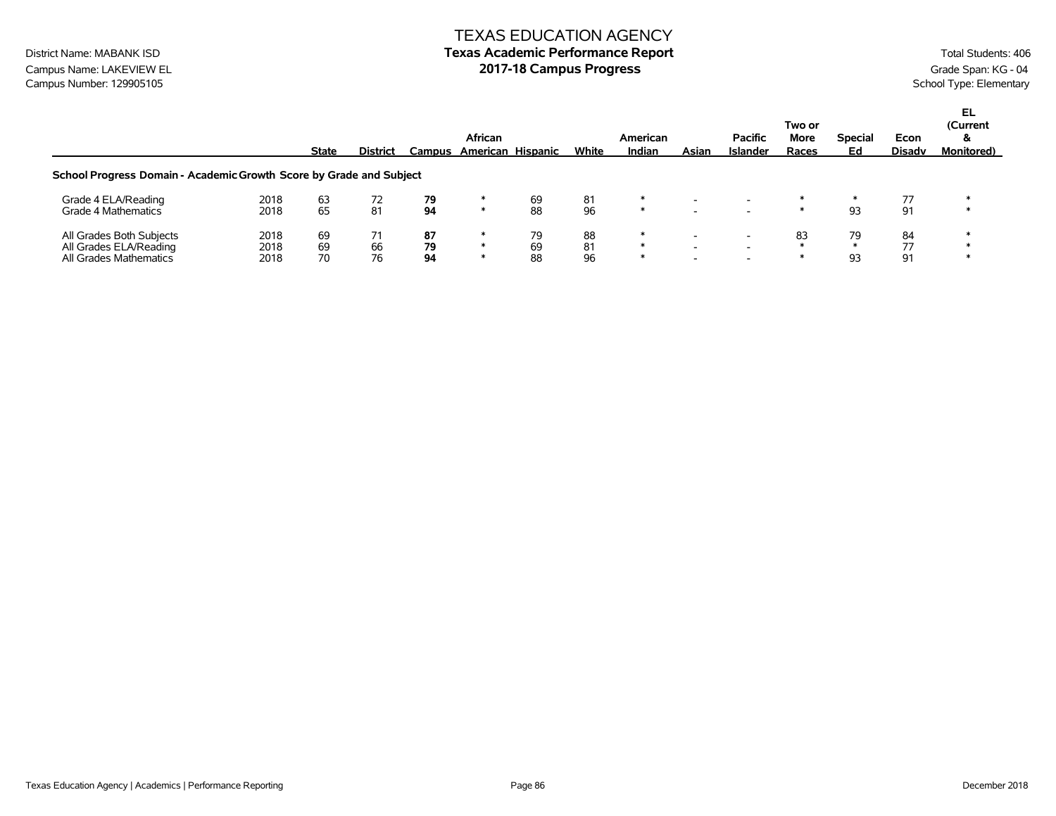TEXAS EDUCATION AGENCY

District Name: MABANK ISD

Campus Name: LAKEVIEW EL

Campus Number: 129905105

# Texas Academic Performance Report

## 2017-18 Campus Progress

Total Students: 406

Grade Span: KG - 04

School Type: Elementary

| | | State | District | Campus | African American | Hispanic | White | American Indian | Asian | Pacific Islander | Two or More Races | Special Ed | Econ Disadv | EL (Current & Monitored) |
|---|---|---|---|---|---|---|---|---|---|---|---|---|---|---|
| **School Progress Domain - Academic Growth Score by Grade and Subject** | | | | | | | | | | | | | | |
| Grade 4 ELA/Reading | 2018 | 63 | 72 | **79** | * | 69 | 81 | * | - | - | * | * | 77 | * |
| Grade 4 Mathematics | 2018 | 65 | 81 | **94** | * | 88 | 96 | * | - | - | * | 93 | 91 | * |
| All Grades Both Subjects | 2018 | 69 | 71 | **87** | * | 79 | 88 | * | - | - | 83 | 79 | 84 | * |
| All Grades ELA/Reading | 2018 | 69 | 66 | **79** | * | 69 | 81 | * | - | - | * | * | 77 | * |
| All Grades Mathematics | 2018 | 70 | 76 | **94** | * | 88 | 96 | * | - | - | * | 93 | 91 | * |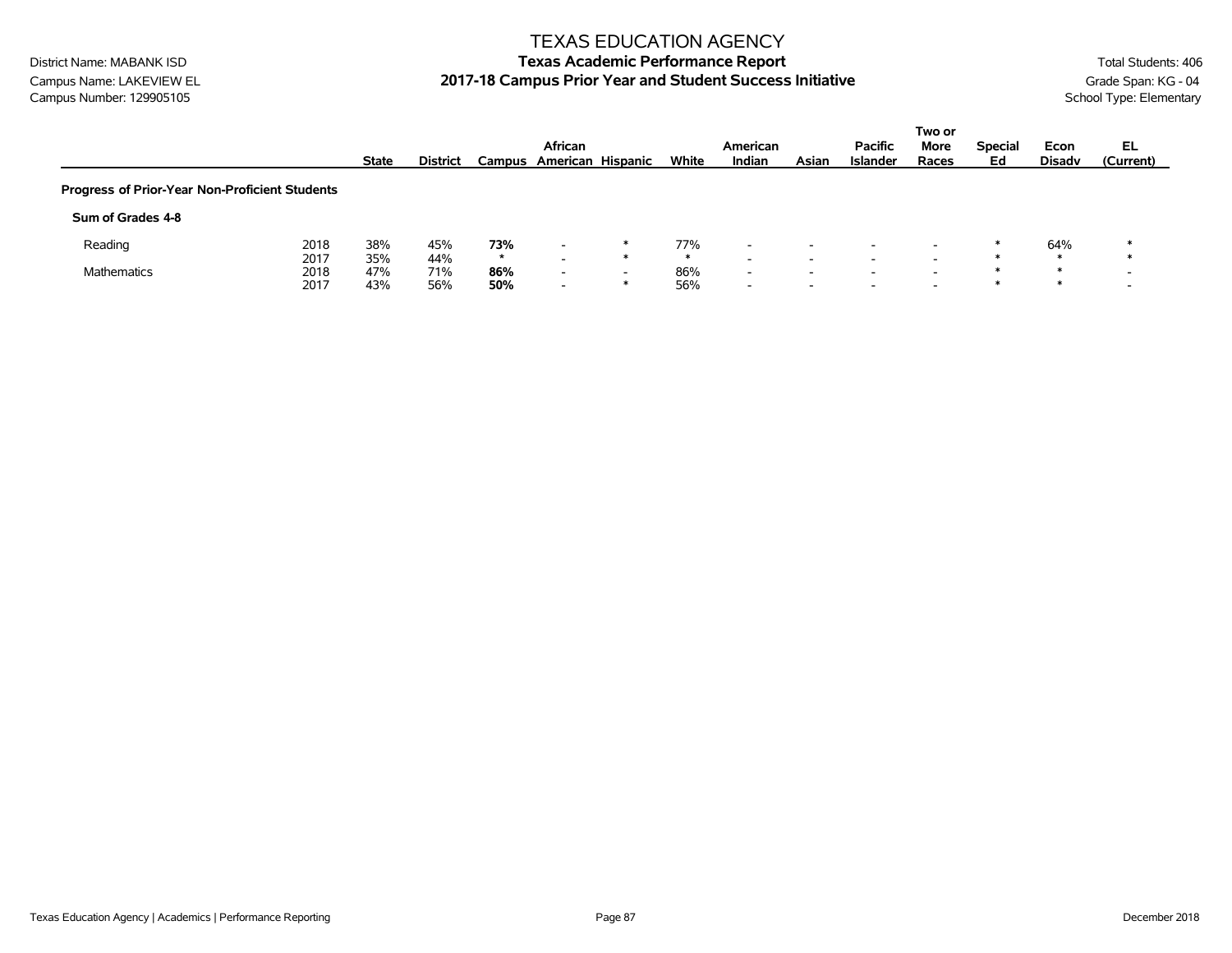# TEXAS EDUCATION AGENCY

## Texas Academic Performance Report

## 2017-18 Campus Prior Year and Student Success Initiative

District Name: MABANK ISD
Campus Name: LAKEVIEW EL
Campus Number: 129905105

Total Students: 406
Grade Span: KG - 04
School Type: Elementary

| | | State | District | Campus | African American | Hispanic | White | American Indian | Asian | Pacific Islander | Two or More Races | Special Ed | Econ Disadv | EL (Current) |
|---|---|---|---|---|---|---|---|---|---|---|---|---|---|---|
| **Progress of Prior-Year Non-Proficient Students** | | | | | | | | | | | | | | |
| **Sum of Grades 4-8** | | | | | | | | | | | | | | |
| Reading | 2018 | 38% | 45% | **73%** | - | * | 77% | - | - | - | - | * | 64% | * |
| | 2017 | 35% | 44% | * | - | * | * | - | - | - | - | * | * | * |
| Mathematics | 2018 | 47% | 71% | **86%** | - | - | 86% | - | - | - | - | * | * | - |
| | 2017 | 43% | 56% | **50%** | - | * | 56% | - | - | - | - | * | * | - |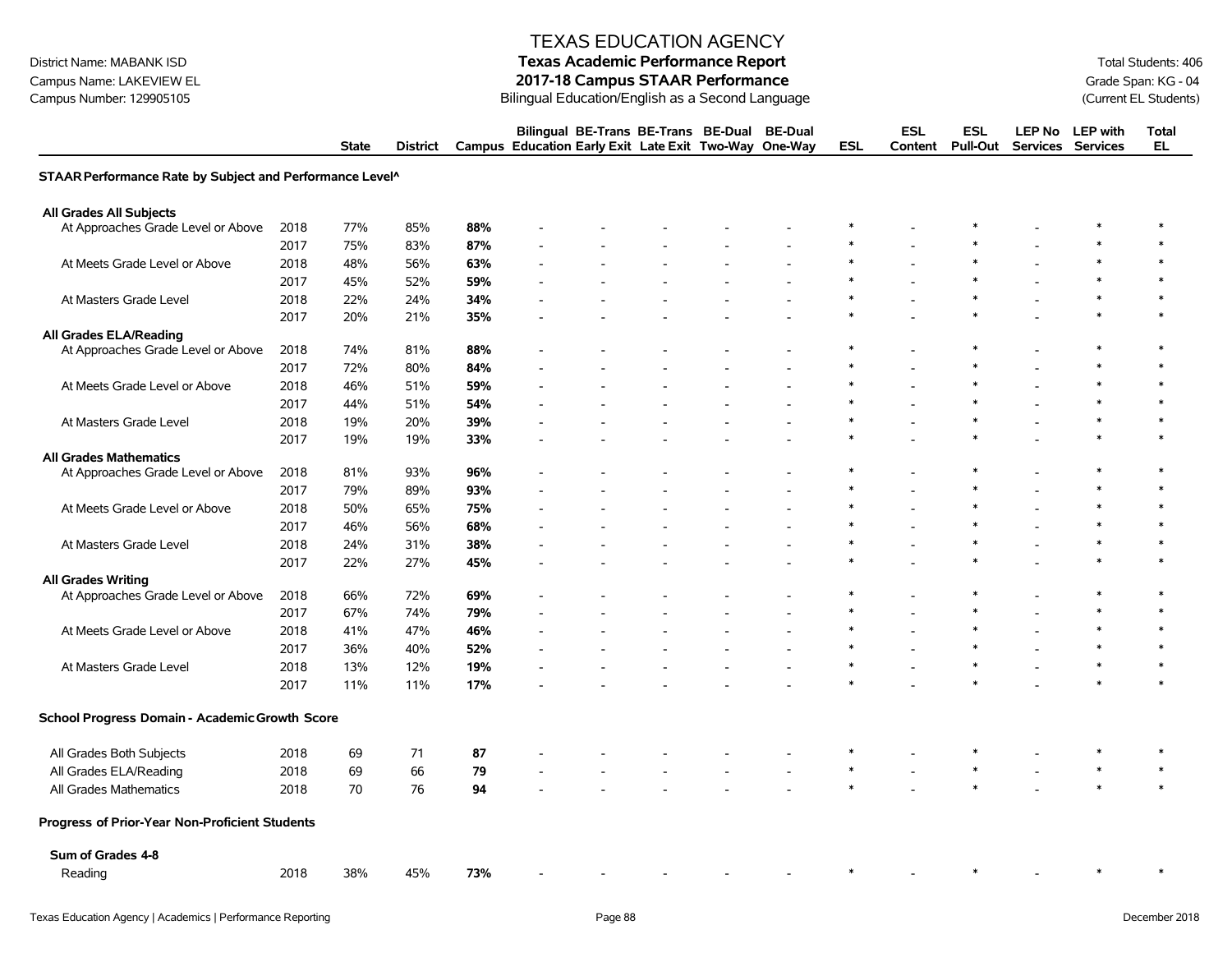# TEXAS EDUCATION AGENCY

## Texas Academic Performance Report

## 2017-18 Campus STAAR Performance

Bilingual Education/English as a Second Language

District Name: MABANK ISD
Campus Name: LAKEVIEW EL
Campus Number: 129905105

Total Students: 406
Grade Span: KG - 04
(Current EL Students)

| | | State | District | Campus | Bilingual Education | BE-Trans Early Exit | BE-Trans Late Exit | BE-Dual Two-Way | BE-Dual One-Way | ESL | ESL Content | ESL Pull-Out | LEP No Services | LEP with Services | Total EL |
|---|---|---|---|---|---|---|---|---|---|---|---|---|---|---|---|
| **STAAR Performance Rate by Subject and Performance Level^** | | | | | | | | | | | | | | | |
| **All Grades All Subjects** | | | | | | | | | | | | | | | |
| At Approaches Grade Level or Above | 2018 | 77% | 85% | **88%** | - | - | - | - | - | * | - | * | - | * | * |
| | 2017 | 75% | 83% | **87%** | - | - | - | - | - | * | - | * | - | * | * |
| At Meets Grade Level or Above | 2018 | 48% | 56% | **63%** | - | - | - | - | - | * | - | * | - | * | * |
| | 2017 | 45% | 52% | **59%** | - | - | - | - | - | * | - | * | - | * | * |
| At Masters Grade Level | 2018 | 22% | 24% | **34%** | - | - | - | - | - | * | - | * | - | * | * |
| | 2017 | 20% | 21% | **35%** | - | - | - | - | - | * | - | * | - | * | * |
| **All Grades ELA/Reading** | | | | | | | | | | | | | | | |
| At Approaches Grade Level or Above | 2018 | 74% | 81% | **88%** | - | - | - | - | - | * | - | * | - | * | * |
| | 2017 | 72% | 80% | **84%** | - | - | - | - | - | * | - | * | - | * | * |
| At Meets Grade Level or Above | 2018 | 46% | 51% | **59%** | - | - | - | - | - | * | - | * | - | * | * |
| | 2017 | 44% | 51% | **54%** | - | - | - | - | - | * | - | * | - | * | * |
| At Masters Grade Level | 2018 | 19% | 20% | **39%** | - | - | - | - | - | * | - | * | - | * | * |
| | 2017 | 19% | 19% | **33%** | - | - | - | - | - | * | - | * | - | * | * |
| **All Grades Mathematics** | | | | | | | | | | | | | | | |
| At Approaches Grade Level or Above | 2018 | 81% | 93% | **96%** | - | - | - | - | - | * | - | * | - | * | * |
| | 2017 | 79% | 89% | **93%** | - | - | - | - | - | * | - | * | - | * | * |
| At Meets Grade Level or Above | 2018 | 50% | 65% | **75%** | - | - | - | - | - | * | - | * | - | * | * |
| | 2017 | 46% | 56% | **68%** | - | - | - | - | - | * | - | * | - | * | * |
| At Masters Grade Level | 2018 | 24% | 31% | **38%** | - | - | - | - | - | * | - | * | - | * | * |
| | 2017 | 22% | 27% | **45%** | - | - | - | - | - | * | - | * | - | * | * |
| **All Grades Writing** | | | | | | | | | | | | | | | |
| At Approaches Grade Level or Above | 2018 | 66% | 72% | **69%** | - | - | - | - | - | * | - | * | - | * | * |
| | 2017 | 67% | 74% | **79%** | - | - | - | - | - | * | - | * | - | * | * |
| At Meets Grade Level or Above | 2018 | 41% | 47% | **46%** | - | - | - | - | - | * | - | * | - | * | * |
| | 2017 | 36% | 40% | **52%** | - | - | - | - | - | * | - | * | - | * | * |
| At Masters Grade Level | 2018 | 13% | 12% | **19%** | - | - | - | - | - | * | - | * | - | * | * |
| | 2017 | 11% | 11% | **17%** | - | - | - | - | - | * | - | * | - | * | * |
| **School Progress Domain - Academic Growth Score** | | | | | | | | | | | | | | | |
| All Grades Both Subjects | 2018 | 69 | 71 | **87** | - | - | - | - | - | * | - | * | - | * | * |
| All Grades ELA/Reading | 2018 | 69 | 66 | **79** | - | - | - | - | - | * | - | * | - | * | * |
| All Grades Mathematics | 2018 | 70 | 76 | **94** | - | - | - | - | - | * | - | * | - | * | * |
| **Progress of Prior-Year Non-Proficient Students** | | | | | | | | | | | | | | | |
| **Sum of Grades 4-8** | | | | | | | | | | | | | | | |
| Reading | 2018 | 38% | 45% | **73%** | - | - | - | - | - | * | - | * | - | * | * |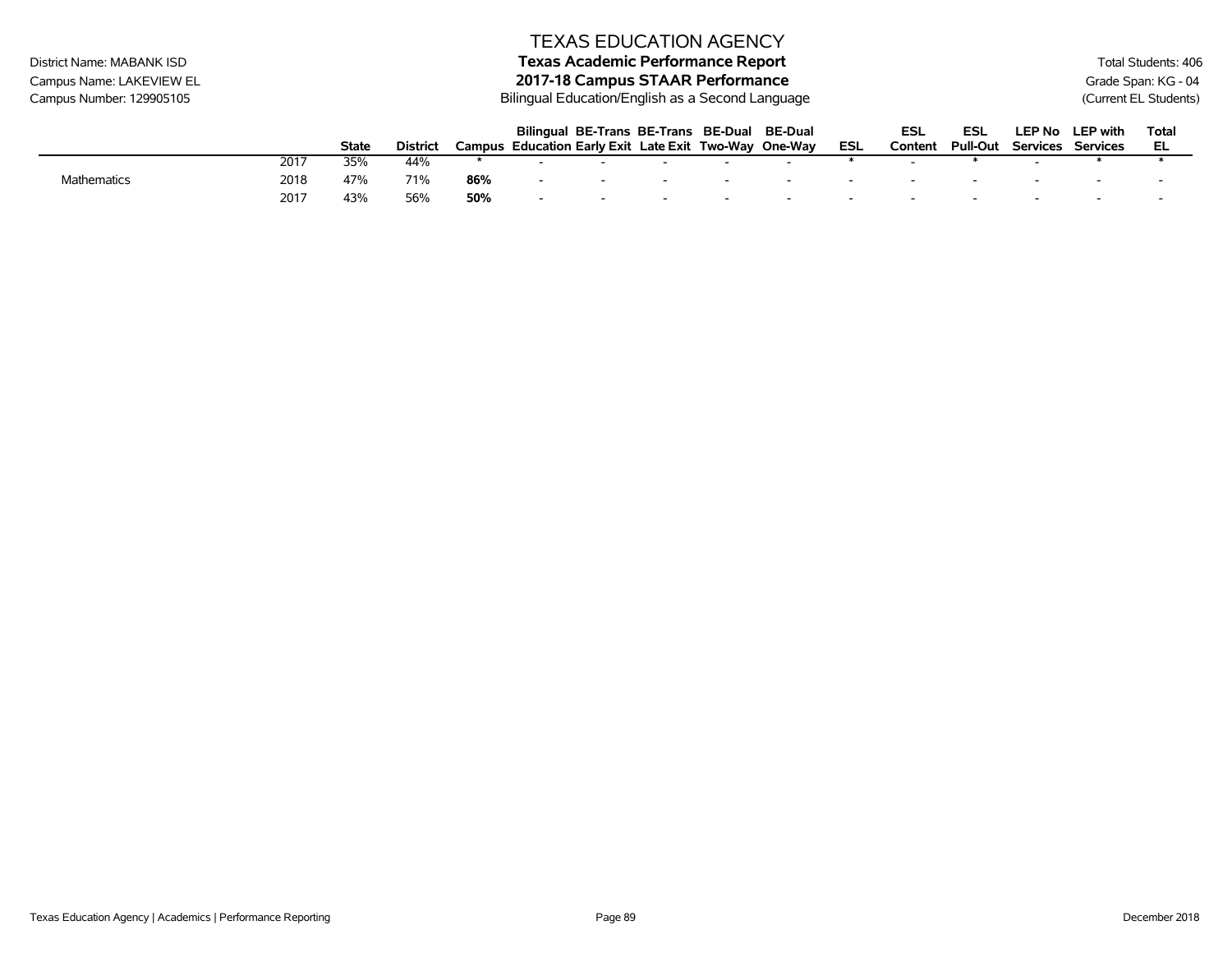# TEXAS EDUCATION AGENCY

District Name: MABANK ISD
Campus Name: LAKEVIEW EL
Campus Number: 129905105

**Texas Academic Performance Report**
**2017-18 Campus STAAR Performance**
Bilingual Education/English as a Second Language

Total Students: 406
Grade Span: KG - 04
(Current EL Students)

| | | State | District | Campus | Bilingual Education | BE-Trans Early Exit | BE-Trans Late Exit | BE-Dual Two-Way | BE-Dual One-Way | ESL | ESL Content | ESL Pull-Out | LEP No Services | LEP with Services | Total EL |
|---|---|---|---|---|---|---|---|---|---|---|---|---|---|---|---|
| | 2017 | 35% | 44% | * | - | - | - | - | - | * | - | * | - | * | * |
| Mathematics | 2018 | 47% | 71% | **86%** | - | - | - | - | - | - | - | - | - | - | - |
| | 2017 | 43% | 56% | **50%** | - | - | - | - | - | - | - | - | - | - | - |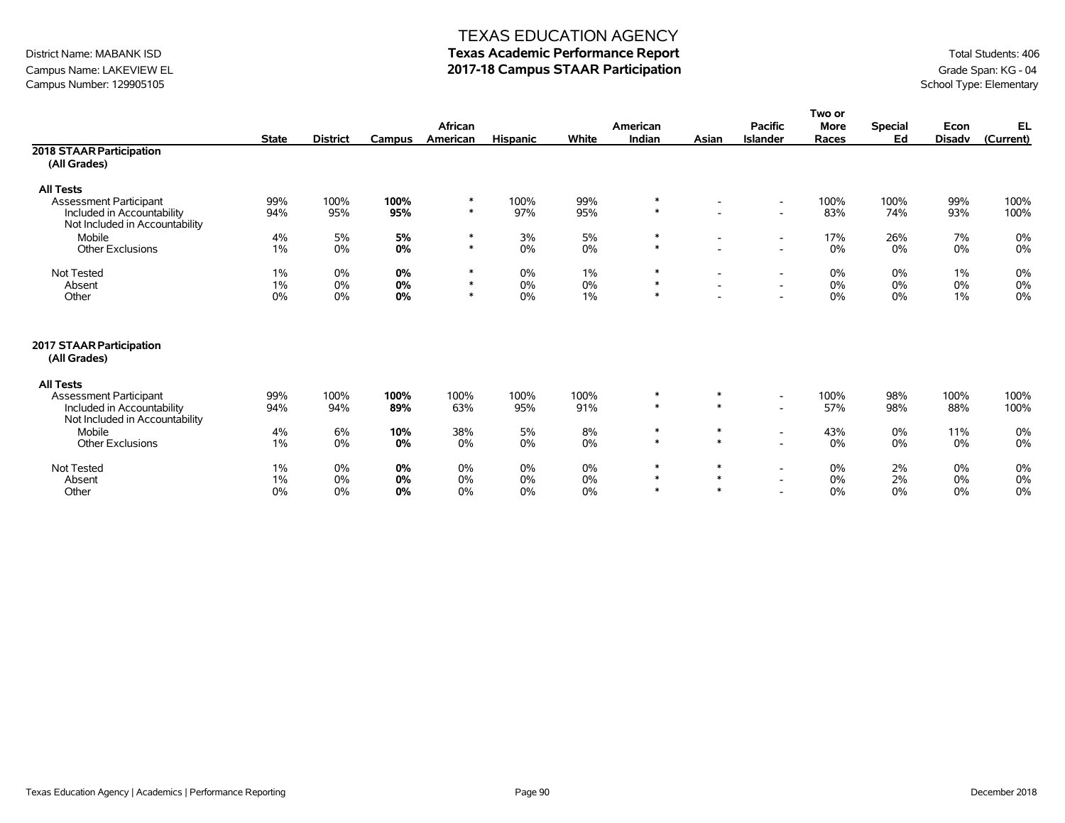# TEXAS EDUCATION AGENCY

## Texas Academic Performance Report

## 2017-18 Campus STAAR Participation

District Name: MABANK ISD
Campus Name: LAKEVIEW EL
Campus Number: 129905105

Total Students: 406
Grade Span: KG - 04
School Type: Elementary

| | State | District | Campus | African American | Hispanic | White | American Indian | Asian | Pacific Islander | Two or More Races | Special Ed | Econ Disadv | EL (Current) |
|---|---|---|---|---|---|---|---|---|---|---|---|---|---|
| **2018 STAAR Participation (All Grades)** | | | | | | | | | | | | | |
| **All Tests** | | | | | | | | | | | | | |
| Assessment Participant | 99% | 100% | **100%** | * | 100% | 99% | * | - | - | 100% | 100% | 99% | 100% |
| Included in Accountability | 94% | 95% | **95%** | * | 97% | 95% | * | - | - | 83% | 74% | 93% | 100% |
| Not Included in Accountability | | | | | | | | | | | | | |
| Mobile | 4% | 5% | **5%** | * | 3% | 5% | * | - | - | 17% | 26% | 7% | 0% |
| Other Exclusions | 1% | 0% | **0%** | * | 0% | 0% | * | - | - | 0% | 0% | 0% | 0% |
| Not Tested | 1% | 0% | **0%** | * | 0% | 1% | * | - | - | 0% | 0% | 1% | 0% |
| Absent | 1% | 0% | **0%** | * | 0% | 0% | * | - | - | 0% | 0% | 0% | 0% |
| Other | 0% | 0% | **0%** | * | 0% | 1% | * | - | - | 0% | 0% | 1% | 0% |
| **2017 STAAR Participation (All Grades)** | | | | | | | | | | | | | |
| **All Tests** | | | | | | | | | | | | | |
| Assessment Participant | 99% | 100% | **100%** | 100% | 100% | 100% | * | * | - | 100% | 98% | 100% | 100% |
| Included in Accountability | 94% | 94% | **89%** | 63% | 95% | 91% | * | * | - | 57% | 98% | 88% | 100% |
| Not Included in Accountability | | | | | | | | | | | | | |
| Mobile | 4% | 6% | **10%** | 38% | 5% | 8% | * | * | - | 43% | 0% | 11% | 0% |
| Other Exclusions | 1% | 0% | **0%** | 0% | 0% | 0% | * | * | - | 0% | 0% | 0% | 0% |
| Not Tested | 1% | 0% | **0%** | 0% | 0% | 0% | * | * | - | 0% | 2% | 0% | 0% |
| Absent | 1% | 0% | **0%** | 0% | 0% | 0% | * | * | - | 0% | 2% | 0% | 0% |
| Other | 0% | 0% | **0%** | 0% | 0% | 0% | * | * | - | 0% | 0% | 0% | 0% |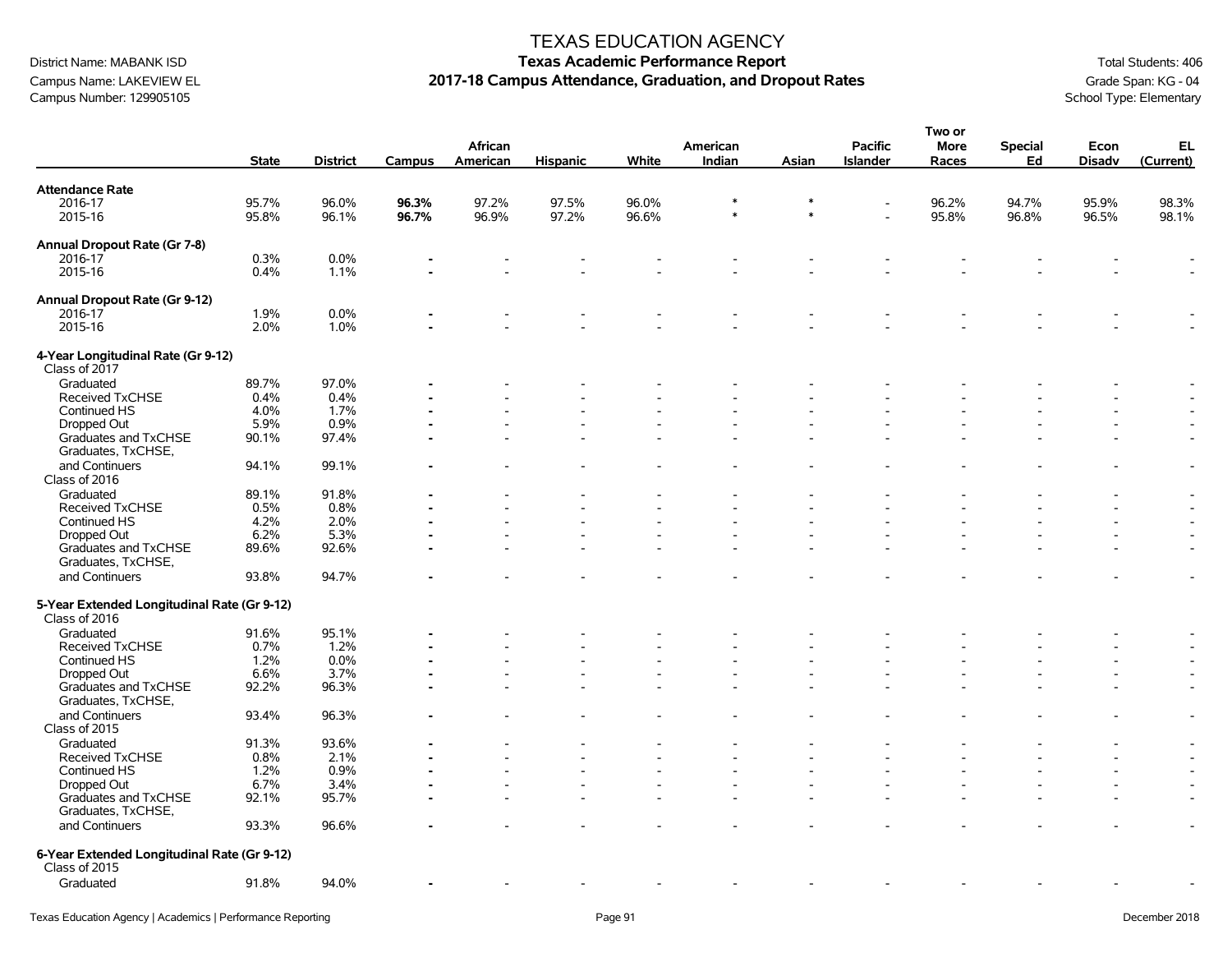# TEXAS EDUCATION AGENCY

## Texas Academic Performance Report

## 2017-18 Campus Attendance, Graduation, and Dropout Rates

District Name: MABANK ISD
Campus Name: LAKEVIEW EL
Campus Number: 129905105

Total Students: 406
Grade Span: KG - 04
School Type: Elementary

| | State | District | Campus | African American | Hispanic | White | American Indian | Asian | Pacific Islander | Two or More Races | Special Ed | Econ Disadv | EL (Current) |
|---|---|---|---|---|---|---|---|---|---|---|---|---|---|
| **Attendance Rate** | | | | | | | | | | | | | |
| 2016-17 | 95.7% | 96.0% | **96.3%** | 97.2% | 97.5% | 96.0% | * | * | - | 96.2% | 94.7% | 95.9% | 98.3% |
| 2015-16 | 95.8% | 96.1% | **96.7%** | 96.9% | 97.2% | 96.6% | * | * | - | 95.8% | 96.8% | 96.5% | 98.1% |
| **Annual Dropout Rate (Gr 7-8)** | | | | | | | | | | | | | |
| 2016-17 | 0.3% | 0.0% | - | - | - | - | - | - | - | - | - | - | - |
| 2015-16 | 0.4% | 1.1% | - | - | - | - | - | - | - | - | - | - | - |
| **Annual Dropout Rate (Gr 9-12)** | | | | | | | | | | | | | |
| 2016-17 | 1.9% | 0.0% | - | - | - | - | - | - | - | - | - | - | - |
| 2015-16 | 2.0% | 1.0% | - | - | - | - | - | - | - | - | - | - | - |
| **4-Year Longitudinal Rate (Gr 9-12)** | | | | | | | | | | | | | |
| Class of 2017 | | | | | | | | | | | | | |
| Graduated | 89.7% | 97.0% | - | - | - | - | - | - | - | - | - | - | - |
| Received TxCHSE | 0.4% | 0.4% | - | - | - | - | - | - | - | - | - | - | - |
| Continued HS | 4.0% | 1.7% | - | - | - | - | - | - | - | - | - | - | - |
| Dropped Out | 5.9% | 0.9% | - | - | - | - | - | - | - | - | - | - | - |
| Graduates and TxCHSE | 90.1% | 97.4% | - | - | - | - | - | - | - | - | - | - | - |
| Graduates, TxCHSE, and Continuers | 94.1% | 99.1% | - | - | - | - | - | - | - | - | - | - | - |
| Class of 2016 | | | | | | | | | | | | | |
| Graduated | 89.1% | 91.8% | - | - | - | - | - | - | - | - | - | - | - |
| Received TxCHSE | 0.5% | 0.8% | - | - | - | - | - | - | - | - | - | - | - |
| Continued HS | 4.2% | 2.0% | - | - | - | - | - | - | - | - | - | - | - |
| Dropped Out | 6.2% | 5.3% | - | - | - | - | - | - | - | - | - | - | - |
| Graduates and TxCHSE | 89.6% | 92.6% | - | - | - | - | - | - | - | - | - | - | - |
| Graduates, TxCHSE, and Continuers | 93.8% | 94.7% | - | - | - | - | - | - | - | - | - | - | - |
| **5-Year Extended Longitudinal Rate (Gr 9-12)** | | | | | | | | | | | | | |
| Class of 2016 | | | | | | | | | | | | | |
| Graduated | 91.6% | 95.1% | - | - | - | - | - | - | - | - | - | - | - |
| Received TxCHSE | 0.7% | 1.2% | - | - | - | - | - | - | - | - | - | - | - |
| Continued HS | 1.2% | 0.0% | - | - | - | - | - | - | - | - | - | - | - |
| Dropped Out | 6.6% | 3.7% | - | - | - | - | - | - | - | - | - | - | - |
| Graduates and TxCHSE | 92.2% | 96.3% | - | - | - | - | - | - | - | - | - | - | - |
| Graduates, TxCHSE, and Continuers | 93.4% | 96.3% | - | - | - | - | - | - | - | - | - | - | - |
| Class of 2015 | | | | | | | | | | | | | |
| Graduated | 91.3% | 93.6% | - | - | - | - | - | - | - | - | - | - | - |
| Received TxCHSE | 0.8% | 2.1% | - | - | - | - | - | - | - | - | - | - | - |
| Continued HS | 1.2% | 0.9% | - | - | - | - | - | - | - | - | - | - | - |
| Dropped Out | 6.7% | 3.4% | - | - | - | - | - | - | - | - | - | - | - |
| Graduates and TxCHSE | 92.1% | 95.7% | - | - | - | - | - | - | - | - | - | - | - |
| Graduates, TxCHSE, and Continuers | 93.3% | 96.6% | - | - | - | - | - | - | - | - | - | - | - |
| **6-Year Extended Longitudinal Rate (Gr 9-12)** | | | | | | | | | | | | | |
| Class of 2015 | | | | | | | | | | | | | |
| Graduated | 91.8% | 94.0% | - | - | - | - | - | - | - | - | - | - | - |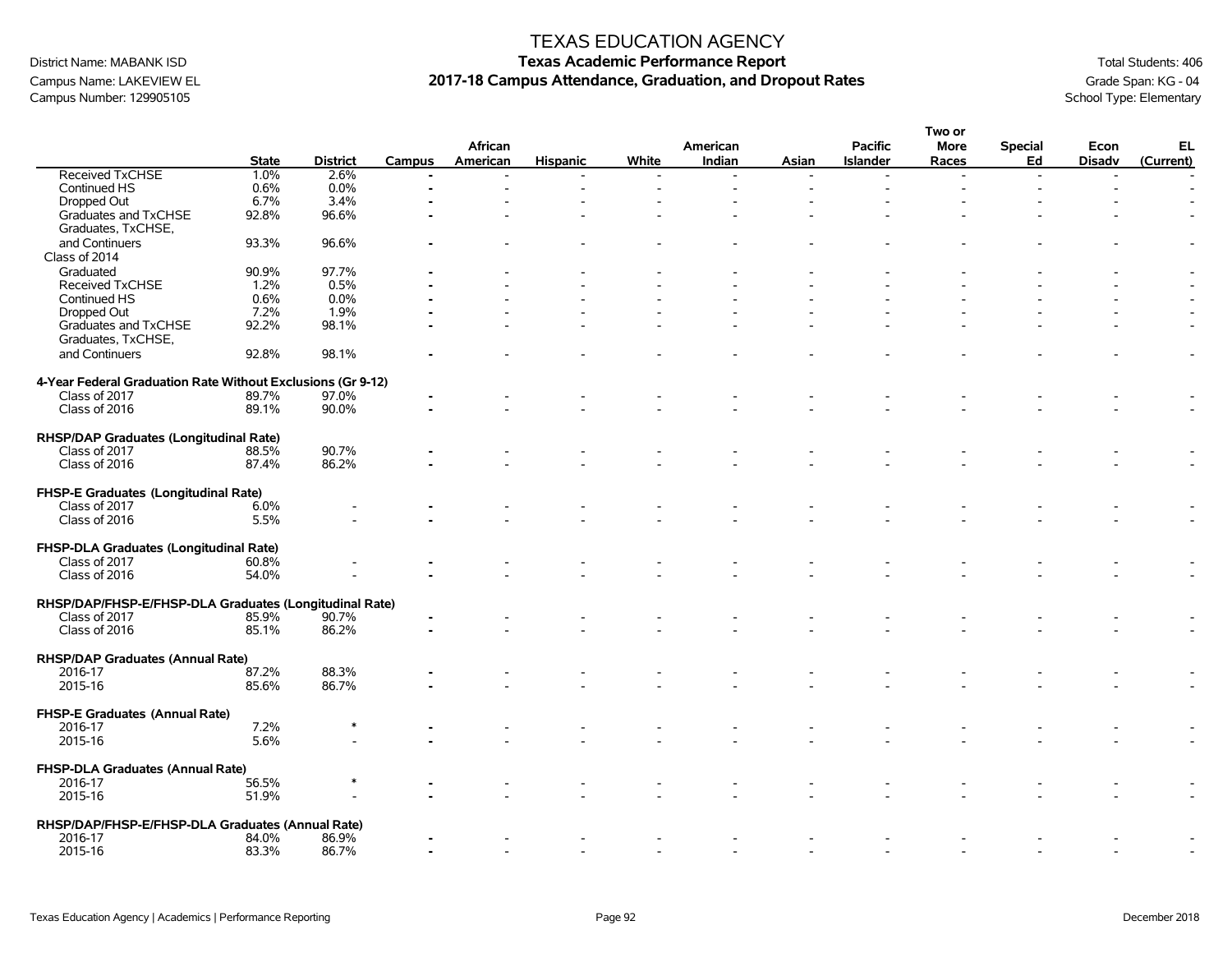# TEXAS EDUCATION AGENCY

District Name: MABANK ISD
Campus Name: LAKEVIEW EL
Campus Number: 129905105

**Texas Academic Performance Report**
**2017-18 Campus Attendance, Graduation, and Dropout Rates**

Total Students: 406
Grade Span: KG - 04
School Type: Elementary

| | State | District | Campus | African American | Hispanic | White | American Indian | Asian | Pacific Islander | Two or More Races | Special Ed | Econ Disadv | EL (Current) |
|---|---|---|---|---|---|---|---|---|---|---|---|---|---|
| Received TxCHSE | 1.0% | 2.6% | - | - | - | - | - | - | - | - | - | - | - |
| Continued HS | 0.6% | 0.0% | - | - | - | - | - | - | - | - | - | - | - |
| Dropped Out | 6.7% | 3.4% | - | - | - | - | - | - | - | - | - | - | - |
| Graduates and TxCHSE | 92.8% | 96.6% | - | - | - | - | - | - | - | - | - | - | - |
| Graduates, TxCHSE, and Continuers | 93.3% | 96.6% | - | - | - | - | - | - | - | - | - | - | - |
| Class of 2014 | | | | | | | | | | | | | |
| Graduated | 90.9% | 97.7% | - | - | - | - | - | - | - | - | - | - | - |
| Received TxCHSE | 1.2% | 0.5% | - | - | - | - | - | - | - | - | - | - | - |
| Continued HS | 0.6% | 0.0% | - | - | - | - | - | - | - | - | - | - | - |
| Dropped Out | 7.2% | 1.9% | - | - | - | - | - | - | - | - | - | - | - |
| Graduates and TxCHSE | 92.2% | 98.1% | - | - | - | - | - | - | - | - | - | - | - |
| Graduates, TxCHSE, and Continuers | 92.8% | 98.1% | - | - | - | - | - | - | - | - | - | - | - |
| **4-Year Federal Graduation Rate Without Exclusions (Gr 9-12)** | | | | | | | | | | | | | |
| Class of 2017 | 89.7% | 97.0% | - | - | - | - | - | - | - | - | - | - | - |
| Class of 2016 | 89.1% | 90.0% | - | - | - | - | - | - | - | - | - | - | - |
| **RHSP/DAP Graduates (Longitudinal Rate)** | | | | | | | | | | | | | |
| Class of 2017 | 88.5% | 90.7% | - | - | - | - | - | - | - | - | - | - | - |
| Class of 2016 | 87.4% | 86.2% | - | - | - | - | - | - | - | - | - | - | - |
| **FHSP-E Graduates (Longitudinal Rate)** | | | | | | | | | | | | | |
| Class of 2017 | 6.0% | - | - | - | - | - | - | - | - | - | - | - | - |
| Class of 2016 | 5.5% | - | - | - | - | - | - | - | - | - | - | - | - |
| **FHSP-DLA Graduates (Longitudinal Rate)** | | | | | | | | | | | | | |
| Class of 2017 | 60.8% | - | - | - | - | - | - | - | - | - | - | - | - |
| Class of 2016 | 54.0% | - | - | - | - | - | - | - | - | - | - | - | - |
| **RHSP/DAP/FHSP-E/FHSP-DLA Graduates (Longitudinal Rate)** | | | | | | | | | | | | | |
| Class of 2017 | 85.9% | 90.7% | - | - | - | - | - | - | - | - | - | - | - |
| Class of 2016 | 85.1% | 86.2% | - | - | - | - | - | - | - | - | - | - | - |
| **RHSP/DAP Graduates (Annual Rate)** | | | | | | | | | | | | | |
| 2016-17 | 87.2% | 88.3% | - | - | - | - | - | - | - | - | - | - | - |
| 2015-16 | 85.6% | 86.7% | - | - | - | - | - | - | - | - | - | - | - |
| **FHSP-E Graduates (Annual Rate)** | | | | | | | | | | | | | |
| 2016-17 | 7.2% | * | - | - | - | - | - | - | - | - | - | - | - |
| 2015-16 | 5.6% | - | - | - | - | - | - | - | - | - | - | - | - |
| **FHSP-DLA Graduates (Annual Rate)** | | | | | | | | | | | | | |
| 2016-17 | 56.5% | * | - | - | - | - | - | - | - | - | - | - | - |
| 2015-16 | 51.9% | - | - | - | - | - | - | - | - | - | - | - | - |
| **RHSP/DAP/FHSP-E/FHSP-DLA Graduates (Annual Rate)** | | | | | | | | | | | | | |
| 2016-17 | 84.0% | 86.9% | - | - | - | - | - | - | - | - | - | - | - |
| 2015-16 | 83.3% | 86.7% | - | - | - | - | - | - | - | - | - | - | - |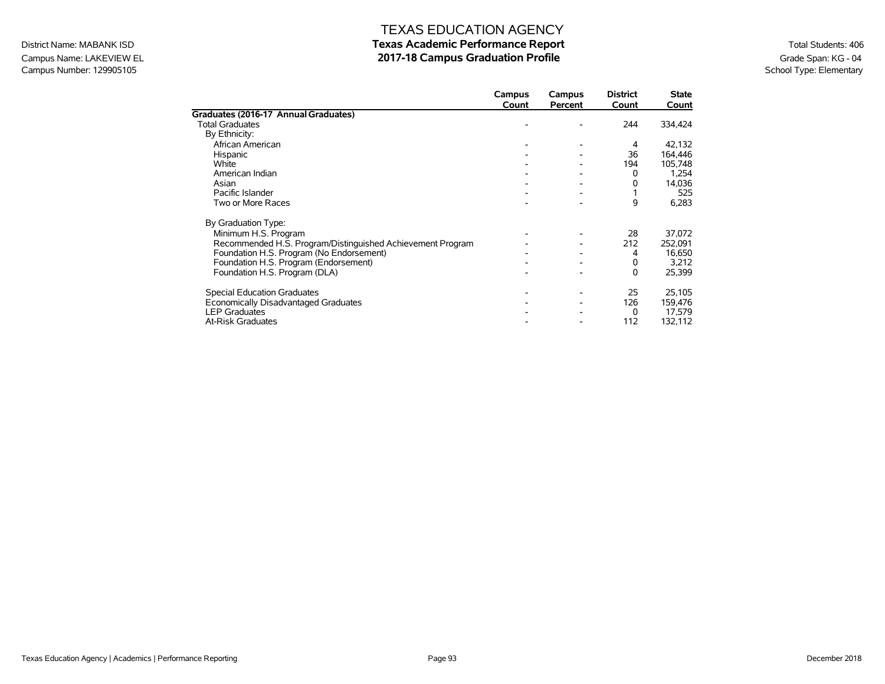District Name: MABANK ISD
Campus Name: LAKEVIEW EL
Campus Number: 129905105

# TEXAS EDUCATION AGENCY
## Texas Academic Performance Report
## 2017-18 Campus Graduation Profile

Total Students: 406
Grade Span: KG - 04
School Type: Elementary

| | Campus Count | Campus Percent | District Count | State Count |
|---|---|---|---|---|
| **Graduates (2016-17 Annual Graduates)** | | | | |
| Total Graduates | - | - | 244 | 334,424 |
| By Ethnicity: | | | | |
| African American | - | - | 4 | 42,132 |
| Hispanic | - | - | 36 | 164,446 |
| White | - | - | 194 | 105,748 |
| American Indian | - | - | 0 | 1,254 |
| Asian | - | - | 0 | 14,036 |
| Pacific Islander | - | - | 1 | 525 |
| Two or More Races | - | - | 9 | 6,283 |
| By Graduation Type: | | | | |
| Minimum H.S. Program | - | - | 28 | 37,072 |
| Recommended H.S. Program/Distinguished Achievement Program | - | - | 212 | 252,091 |
| Foundation H.S. Program (No Endorsement) | - | - | 4 | 16,650 |
| Foundation H.S. Program (Endorsement) | - | - | 0 | 3,212 |
| Foundation H.S. Program (DLA) | - | - | 0 | 25,399 |
| Special Education Graduates | - | - | 25 | 25,105 |
| Economically Disadvantaged Graduates | - | - | 126 | 159,476 |
| LEP Graduates | - | - | 0 | 17,579 |
| At-Risk Graduates | - | - | 112 | 132,112 |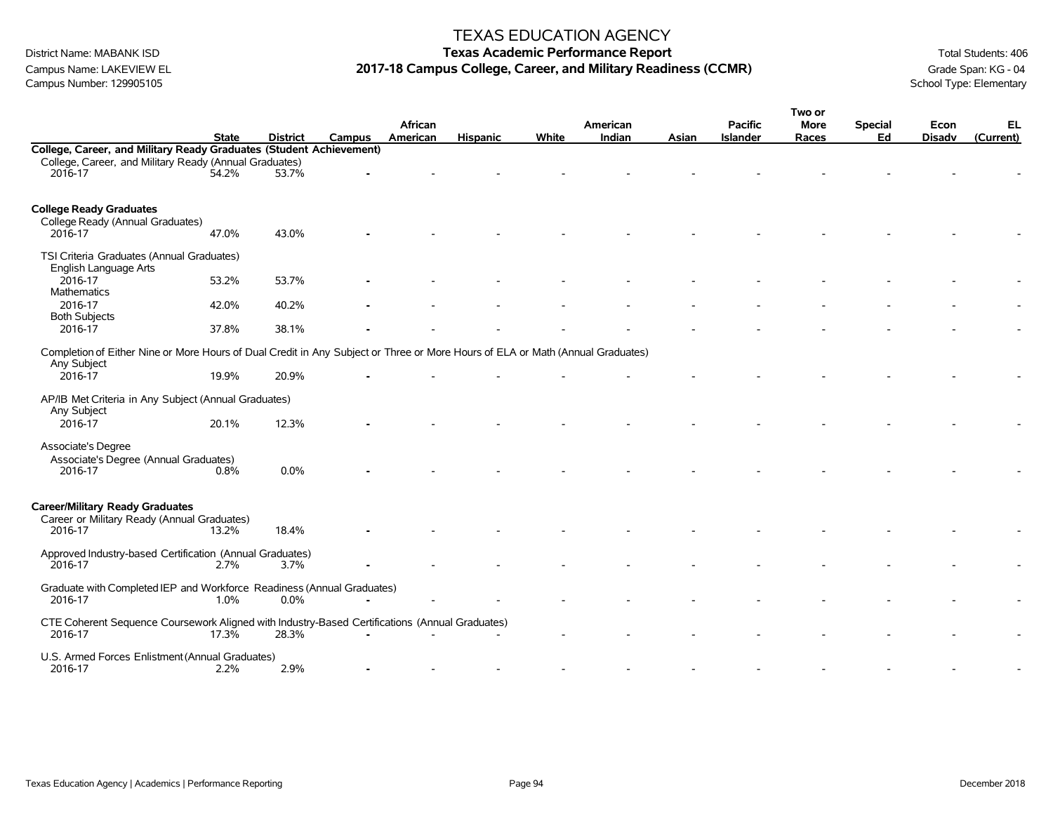# TEXAS EDUCATION AGENCY

## Texas Academic Performance Report

## 2017-18 Campus College, Career, and Military Readiness (CCMR)

District Name: MABANK ISD
Campus Name: LAKEVIEW EL
Campus Number: 129905105

Total Students: 406
Grade Span: KG - 04
School Type: Elementary

| | State | District | Campus | African American | Hispanic | White | American Indian | Asian | Pacific Islander | Two or More Races | Special Ed | Econ Disadv | EL (Current) |
|---|---|---|---|---|---|---|---|---|---|---|---|---|---|
| **College, Career, and Military Ready Graduates (Student Achievement)** | | | | | | | | | | | | | |
| College, Career, and Military Ready (Annual Graduates) | | | | | | | | | | | | | |
| 2016-17 | 54.2% | 53.7% | - | - | - | - | - | - | - | - | - | - | - |
| **College Ready Graduates** | | | | | | | | | | | | | |
| College Ready (Annual Graduates) | | | | | | | | | | | | | |
| 2016-17 | 47.0% | 43.0% | - | - | - | - | - | - | - | - | - | - | - |
| TSI Criteria Graduates (Annual Graduates) | | | | | | | | | | | | | |
| English Language Arts | | | | | | | | | | | | | |
| 2016-17 | 53.2% | 53.7% | - | - | - | - | - | - | - | - | - | - | - |
| Mathematics | | | | | | | | | | | | | |
| 2016-17 | 42.0% | 40.2% | - | - | - | - | - | - | - | - | - | - | - |
| Both Subjects | | | | | | | | | | | | | |
| 2016-17 | 37.8% | 38.1% | - | - | - | - | - | - | - | - | - | - | - |
| Completion of Either Nine or More Hours of Dual Credit in Any Subject or Three or More Hours of ELA or Math (Annual Graduates) | | | | | | | | | | | | | |
| Any Subject | | | | | | | | | | | | | |
| 2016-17 | 19.9% | 20.9% | - | - | - | - | - | - | - | - | - | - | - |
| AP/IB Met Criteria in Any Subject (Annual Graduates) | | | | | | | | | | | | | |
| Any Subject | | | | | | | | | | | | | |
| 2016-17 | 20.1% | 12.3% | - | - | - | - | - | - | - | - | - | - | - |
| Associate's Degree | | | | | | | | | | | | | |
| Associate's Degree (Annual Graduates) | | | | | | | | | | | | | |
| 2016-17 | 0.8% | 0.0% | - | - | - | - | - | - | - | - | - | - | - |
| **Career/Military Ready Graduates** | | | | | | | | | | | | | |
| Career or Military Ready (Annual Graduates) | | | | | | | | | | | | | |
| 2016-17 | 13.2% | 18.4% | - | - | - | - | - | - | - | - | - | - | - |
| Approved Industry-based Certification (Annual Graduates) | | | | | | | | | | | | | |
| 2016-17 | 2.7% | 3.7% | - | - | - | - | - | - | - | - | - | - | - |
| Graduate with Completed IEP and Workforce Readiness (Annual Graduates) | | | | | | | | | | | | | |
| 2016-17 | 1.0% | 0.0% | - | - | - | - | - | - | - | - | - | - | - |
| CTE Coherent Sequence Coursework Aligned with Industry-Based Certifications (Annual Graduates) | | | | | | | | | | | | | |
| 2016-17 | 17.3% | 28.3% | - | - | - | - | - | - | - | - | - | - | - |
| U.S. Armed Forces Enlistment (Annual Graduates) | | | | | | | | | | | | | |
| 2016-17 | 2.2% | 2.9% | - | - | - | - | - | - | - | - | - | - | - |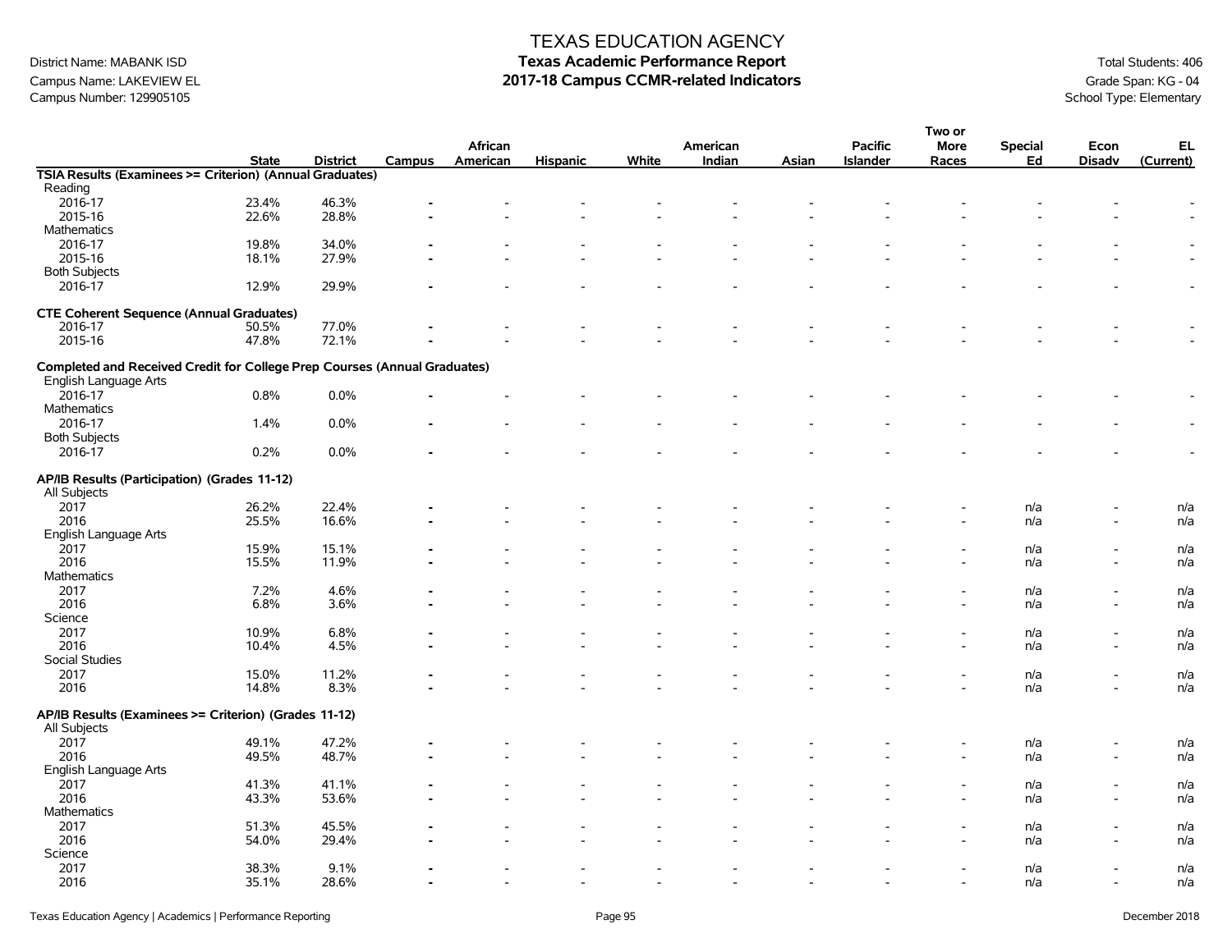# TEXAS EDUCATION AGENCY

## Texas Academic Performance Report

## 2017-18 Campus CCMR-related Indicators

District Name: MABANK ISD
Campus Name: LAKEVIEW EL
Campus Number: 129905105

Total Students: 406
Grade Span: KG - 04
School Type: Elementary

| | State | District | Campus | African American | Hispanic | White | American Indian | Asian | Pacific Islander | Two or More Races | Special Ed | Econ Disadv | EL (Current) |
|---|---|---|---|---|---|---|---|---|---|---|---|---|---|
| **TSIA Results (Examinees >= Criterion) (Annual Graduates)** | | | | | | | | | | | | | |
| Reading | | | | | | | | | | | | | |
| 2016-17 | 23.4% | 46.3% | - | - | - | - | - | - | - | - | - | - | - |
| 2015-16 | 22.6% | 28.8% | - | - | - | - | - | - | - | - | - | - | - |
| Mathematics | | | | | | | | | | | | | |
| 2016-17 | 19.8% | 34.0% | - | - | - | - | - | - | - | - | - | - | - |
| 2015-16 | 18.1% | 27.9% | - | - | - | - | - | - | - | - | - | - | - |
| Both Subjects | | | | | | | | | | | | | |
| 2016-17 | 12.9% | 29.9% | - | - | - | - | - | - | - | - | - | - | - |
| **CTE Coherent Sequence (Annual Graduates)** | | | | | | | | | | | | | |
| 2016-17 | 50.5% | 77.0% | - | - | - | - | - | - | - | - | - | - | - |
| 2015-16 | 47.8% | 72.1% | - | - | - | - | - | - | - | - | - | - | - |
| **Completed and Received Credit for College Prep Courses (Annual Graduates)** | | | | | | | | | | | | | |
| English Language Arts | | | | | | | | | | | | | |
| 2016-17 | 0.8% | 0.0% | - | - | - | - | - | - | - | - | - | - | - |
| Mathematics | | | | | | | | | | | | | |
| 2016-17 | 1.4% | 0.0% | - | - | - | - | - | - | - | - | - | - | - |
| Both Subjects | | | | | | | | | | | | | |
| 2016-17 | 0.2% | 0.0% | - | - | - | - | - | - | - | - | - | - | - |
| **AP/IB Results (Participation) (Grades 11-12)** | | | | | | | | | | | | | |
| All Subjects | | | | | | | | | | | | | |
| 2017 | 26.2% | 22.4% | - | - | - | - | - | - | - | - | n/a | - | n/a |
| 2016 | 25.5% | 16.6% | - | - | - | - | - | - | - | - | n/a | - | n/a |
| English Language Arts | | | | | | | | | | | | | |
| 2017 | 15.9% | 15.1% | - | - | - | - | - | - | - | - | n/a | - | n/a |
| 2016 | 15.5% | 11.9% | - | - | - | - | - | - | - | - | n/a | - | n/a |
| Mathematics | | | | | | | | | | | | | |
| 2017 | 7.2% | 4.6% | - | - | - | - | - | - | - | - | n/a | - | n/a |
| 2016 | 6.8% | 3.6% | - | - | - | - | - | - | - | - | n/a | - | n/a |
| Science | | | | | | | | | | | | | |
| 2017 | 10.9% | 6.8% | - | - | - | - | - | - | - | - | n/a | - | n/a |
| 2016 | 10.4% | 4.5% | - | - | - | - | - | - | - | - | n/a | - | n/a |
| Social Studies | | | | | | | | | | | | | |
| 2017 | 15.0% | 11.2% | - | - | - | - | - | - | - | - | n/a | - | n/a |
| 2016 | 14.8% | 8.3% | - | - | - | - | - | - | - | - | n/a | - | n/a |
| **AP/IB Results (Examinees >= Criterion) (Grades 11-12)** | | | | | | | | | | | | | |
| All Subjects | | | | | | | | | | | | | |
| 2017 | 49.1% | 47.2% | - | - | - | - | - | - | - | - | n/a | - | n/a |
| 2016 | 49.5% | 48.7% | - | - | - | - | - | - | - | - | n/a | - | n/a |
| English Language Arts | | | | | | | | | | | | | |
| 2017 | 41.3% | 41.1% | - | - | - | - | - | - | - | - | n/a | - | n/a |
| 2016 | 43.3% | 53.6% | - | - | - | - | - | - | - | - | n/a | - | n/a |
| Mathematics | | | | | | | | | | | | | |
| 2017 | 51.3% | 45.5% | - | - | - | - | - | - | - | - | n/a | - | n/a |
| 2016 | 54.0% | 29.4% | - | - | - | - | - | - | - | - | n/a | - | n/a |
| Science | | | | | | | | | | | | | |
| 2017 | 38.3% | 9.1% | - | - | - | - | - | - | - | - | n/a | - | n/a |
| 2016 | 35.1% | 28.6% | - | - | - | - | - | - | - | - | n/a | - | n/a |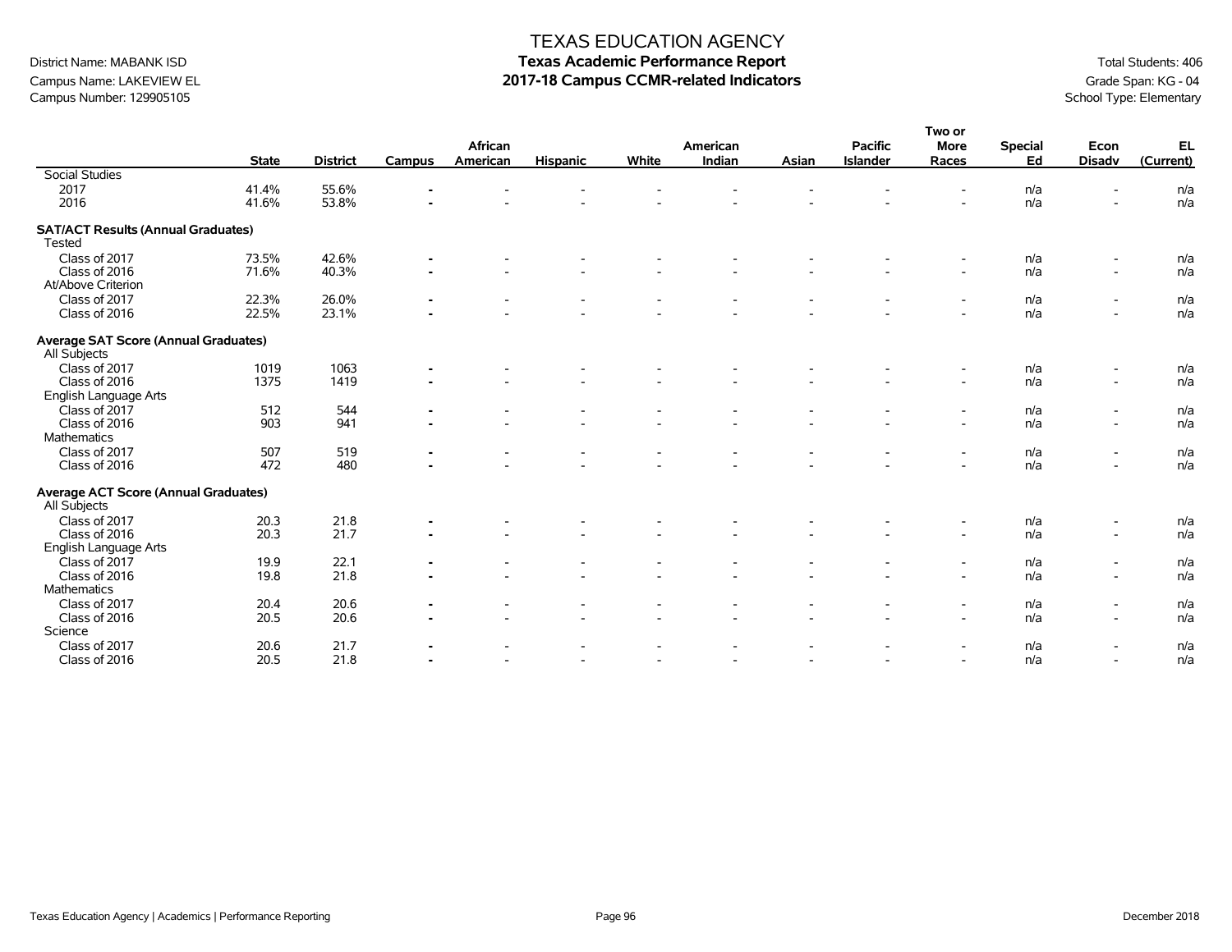# TEXAS EDUCATION AGENCY

## Texas Academic Performance Report

## 2017-18 Campus CCMR-related Indicators

District Name: MABANK ISD
Campus Name: LAKEVIEW EL
Campus Number: 129905105

Total Students: 406
Grade Span: KG - 04
School Type: Elementary

| | State | District | Campus | African American | Hispanic | White | American Indian | Asian | Pacific Islander | Two or More Races | Special Ed | Econ Disadv | EL (Current) |
|---|---|---|---|---|---|---|---|---|---|---|---|---|---|
| Social Studies | | | | | | | | | | | | | |
| 2017 | 41.4% | 55.6% | - | - | - | - | - | - | - | - | n/a | - | n/a |
| 2016 | 41.6% | 53.8% | - | - | - | - | - | - | - | - | n/a | - | n/a |
| **SAT/ACT Results (Annual Graduates)** | | | | | | | | | | | | | |
| Tested | | | | | | | | | | | | | |
| Class of 2017 | 73.5% | 42.6% | - | - | - | - | - | - | - | - | n/a | - | n/a |
| Class of 2016 | 71.6% | 40.3% | - | - | - | - | - | - | - | - | n/a | - | n/a |
| At/Above Criterion | | | | | | | | | | | | | |
| Class of 2017 | 22.3% | 26.0% | - | - | - | - | - | - | - | - | n/a | - | n/a |
| Class of 2016 | 22.5% | 23.1% | - | - | - | - | - | - | - | - | n/a | - | n/a |
| **Average SAT Score (Annual Graduates)** | | | | | | | | | | | | | |
| All Subjects | | | | | | | | | | | | | |
| Class of 2017 | 1019 | 1063 | - | - | - | - | - | - | - | - | n/a | - | n/a |
| Class of 2016 | 1375 | 1419 | - | - | - | - | - | - | - | - | n/a | - | n/a |
| English Language Arts | | | | | | | | | | | | | |
| Class of 2017 | 512 | 544 | - | - | - | - | - | - | - | - | n/a | - | n/a |
| Class of 2016 | 903 | 941 | - | - | - | - | - | - | - | - | n/a | - | n/a |
| Mathematics | | | | | | | | | | | | | |
| Class of 2017 | 507 | 519 | - | - | - | - | - | - | - | - | n/a | - | n/a |
| Class of 2016 | 472 | 480 | - | - | - | - | - | - | - | - | n/a | - | n/a |
| **Average ACT Score (Annual Graduates)** | | | | | | | | | | | | | |
| All Subjects | | | | | | | | | | | | | |
| Class of 2017 | 20.3 | 21.8 | - | - | - | - | - | - | - | - | n/a | - | n/a |
| Class of 2016 | 20.3 | 21.7 | - | - | - | - | - | - | - | - | n/a | - | n/a |
| English Language Arts | | | | | | | | | | | | | |
| Class of 2017 | 19.9 | 22.1 | - | - | - | - | - | - | - | - | n/a | - | n/a |
| Class of 2016 | 19.8 | 21.8 | - | - | - | - | - | - | - | - | n/a | - | n/a |
| Mathematics | | | | | | | | | | | | | |
| Class of 2017 | 20.4 | 20.6 | - | - | - | - | - | - | - | - | n/a | - | n/a |
| Class of 2016 | 20.5 | 20.6 | - | - | - | - | - | - | - | - | n/a | - | n/a |
| Science | | | | | | | | | | | | | |
| Class of 2017 | 20.6 | 21.7 | - | - | - | - | - | - | - | - | n/a | - | n/a |
| Class of 2016 | 20.5 | 21.8 | - | - | - | - | - | - | - | - | n/a | - | n/a |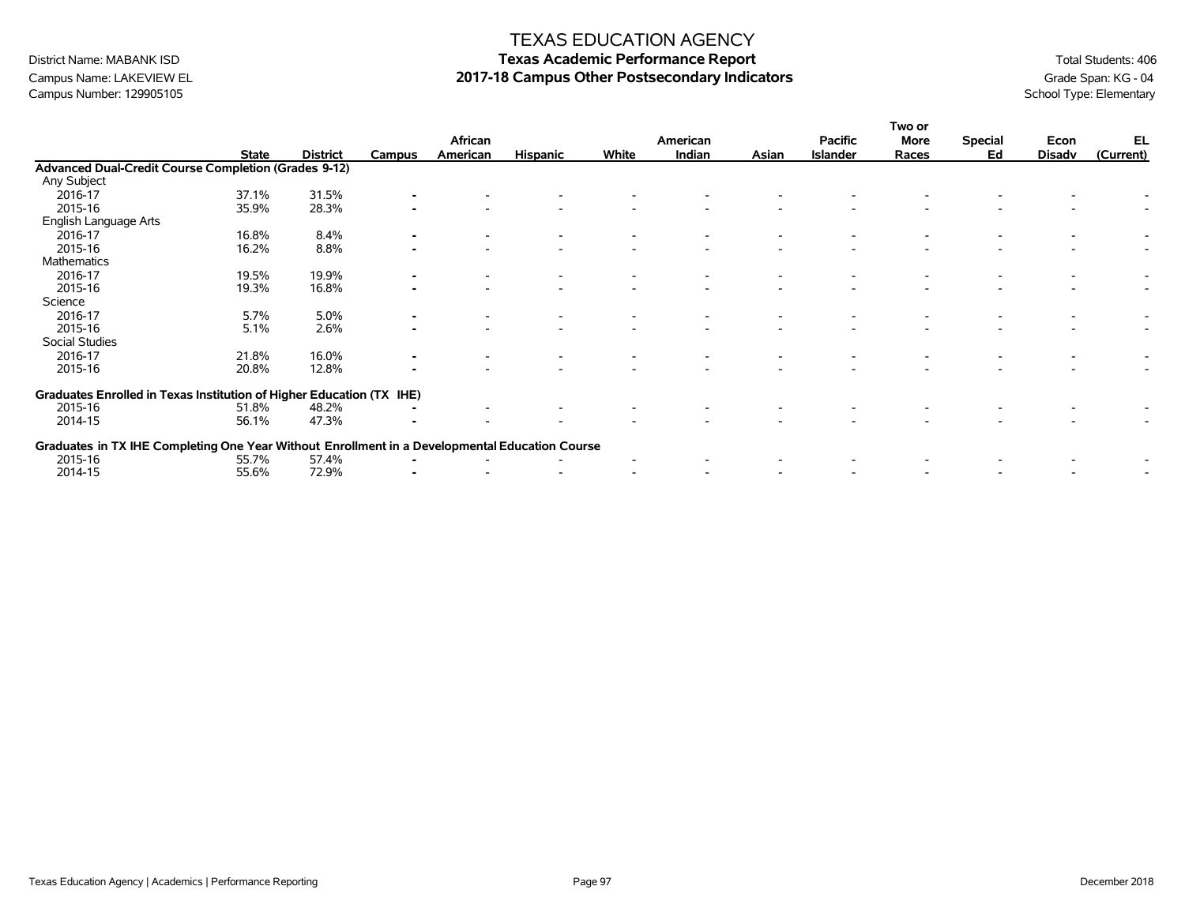# TEXAS EDUCATION AGENCY

## Texas Academic Performance Report

## 2017-18 Campus Other Postsecondary Indicators

District Name: MABANK ISD
Campus Name: LAKEVIEW EL
Campus Number: 129905105

Total Students: 406
Grade Span: KG - 04
School Type: Elementary

| | State | District | Campus | African American | Hispanic | White | American Indian | Asian | Pacific Islander | Two or More Races | Special Ed | Econ Disadv | EL (Current) |
|---|---|---|---|---|---|---|---|---|---|---|---|---|---|
| **Advanced Dual-Credit Course Completion (Grades 9-12)** | | | | | | | | | | | | | |
| Any Subject | | | | | | | | | | | | | |
| 2016-17 | 37.1% | 31.5% | - | - | - | - | - | - | - | - | - | - | - |
| 2015-16 | 35.9% | 28.3% | - | - | - | - | - | - | - | - | - | - | - |
| English Language Arts | | | | | | | | | | | | | |
| 2016-17 | 16.8% | 8.4% | - | - | - | - | - | - | - | - | - | - | - |
| 2015-16 | 16.2% | 8.8% | - | - | - | - | - | - | - | - | - | - | - |
| Mathematics | | | | | | | | | | | | | |
| 2016-17 | 19.5% | 19.9% | - | - | - | - | - | - | - | - | - | - | - |
| 2015-16 | 19.3% | 16.8% | - | - | - | - | - | - | - | - | - | - | - |
| Science | | | | | | | | | | | | | |
| 2016-17 | 5.7% | 5.0% | - | - | - | - | - | - | - | - | - | - | - |
| 2015-16 | 5.1% | 2.6% | - | - | - | - | - | - | - | - | - | - | - |
| Social Studies | | | | | | | | | | | | | |
| 2016-17 | 21.8% | 16.0% | - | - | - | - | - | - | - | - | - | - | - |
| 2015-16 | 20.8% | 12.8% | - | - | - | - | - | - | - | - | - | - | - |
| **Graduates Enrolled in Texas Institution of Higher Education (TX IHE)** | | | | | | | | | | | | | |
| 2015-16 | 51.8% | 48.2% | - | - | - | - | - | - | - | - | - | - | - |
| 2014-15 | 56.1% | 47.3% | - | - | - | - | - | - | - | - | - | - | - |
| **Graduates in TX IHE Completing One Year Without Enrollment in a Developmental Education Course** | | | | | | | | | | | | | |
| 2015-16 | 55.7% | 57.4% | - | - | - | - | - | - | - | - | - | - | - |
| 2014-15 | 55.6% | 72.9% | - | - | - | - | - | - | - | - | - | - | - |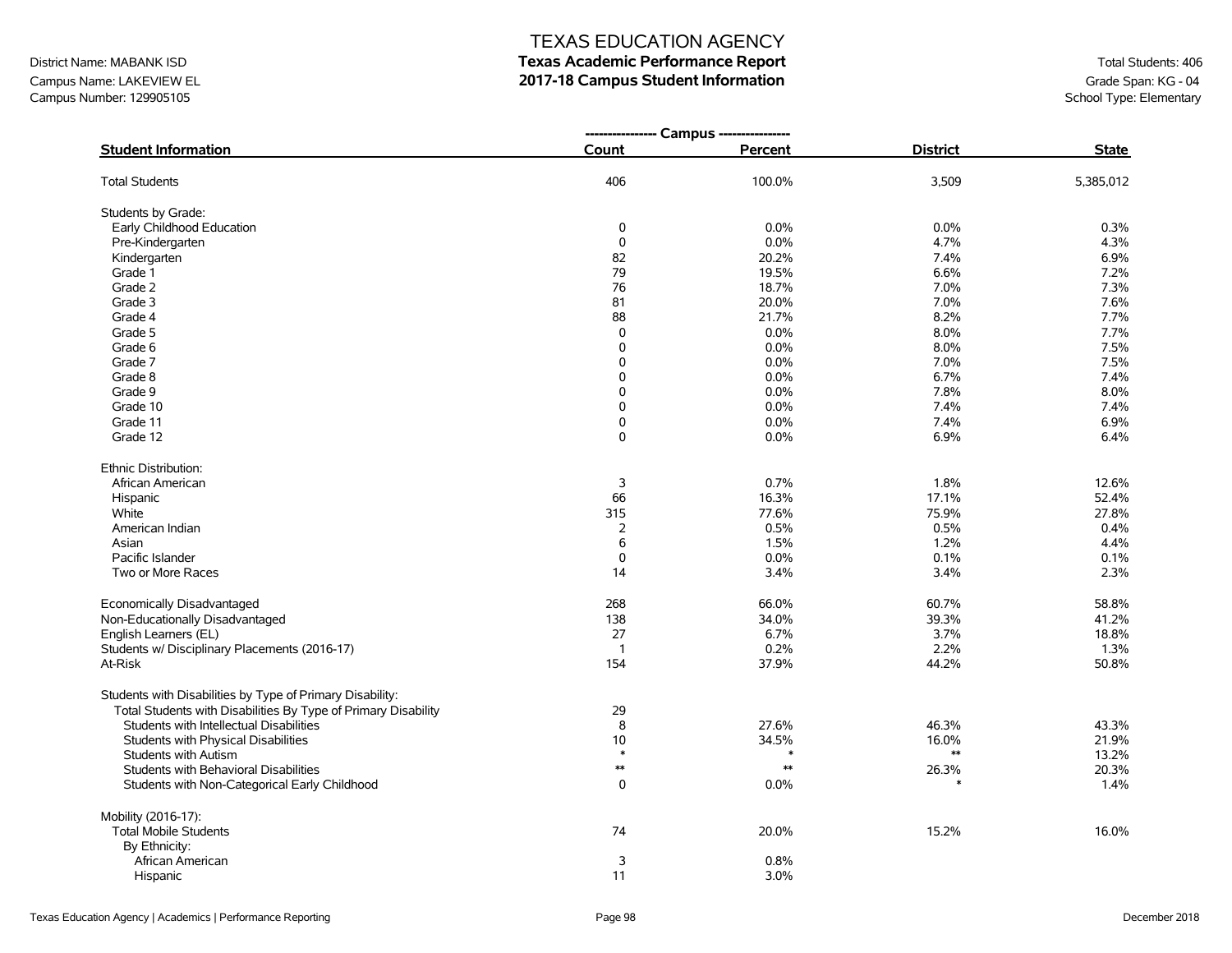# TEXAS EDUCATION AGENCY
## Texas Academic Performance Report
## 2017-18 Campus Student Information

District Name: MABANK ISD
Campus Name: LAKEVIEW EL
Campus Number: 129905105

Total Students: 406
Grade Span: KG - 04
School Type: Elementary

| Student Information | Campus Count | Campus Percent | District | State |
|---|---|---|---|---|
| Total Students | 406 | 100.0% | 3,509 | 5,385,012 |
| Students by Grade: | | | | |
| Early Childhood Education | 0 | 0.0% | 0.0% | 0.3% |
| Pre-Kindergarten | 0 | 0.0% | 4.7% | 4.3% |
| Kindergarten | 82 | 20.2% | 7.4% | 6.9% |
| Grade 1 | 79 | 19.5% | 6.6% | 7.2% |
| Grade 2 | 76 | 18.7% | 7.0% | 7.3% |
| Grade 3 | 81 | 20.0% | 7.0% | 7.6% |
| Grade 4 | 88 | 21.7% | 8.2% | 7.7% |
| Grade 5 | 0 | 0.0% | 8.0% | 7.7% |
| Grade 6 | 0 | 0.0% | 8.0% | 7.5% |
| Grade 7 | 0 | 0.0% | 7.0% | 7.5% |
| Grade 8 | 0 | 0.0% | 6.7% | 7.4% |
| Grade 9 | 0 | 0.0% | 7.8% | 8.0% |
| Grade 10 | 0 | 0.0% | 7.4% | 7.4% |
| Grade 11 | 0 | 0.0% | 7.4% | 6.9% |
| Grade 12 | 0 | 0.0% | 6.9% | 6.4% |
| Ethnic Distribution: | | | | |
| African American | 3 | 0.7% | 1.8% | 12.6% |
| Hispanic | 66 | 16.3% | 17.1% | 52.4% |
| White | 315 | 77.6% | 75.9% | 27.8% |
| American Indian | 2 | 0.5% | 0.5% | 0.4% |
| Asian | 6 | 1.5% | 1.2% | 4.4% |
| Pacific Islander | 0 | 0.0% | 0.1% | 0.1% |
| Two or More Races | 14 | 3.4% | 3.4% | 2.3% |
| Economically Disadvantaged | 268 | 66.0% | 60.7% | 58.8% |
| Non-Educationally Disadvantaged | 138 | 34.0% | 39.3% | 41.2% |
| English Learners (EL) | 27 | 6.7% | 3.7% | 18.8% |
| Students w/ Disciplinary Placements (2016-17) | 1 | 0.2% | 2.2% | 1.3% |
| At-Risk | 154 | 37.9% | 44.2% | 50.8% |
| Students with Disabilities by Type of Primary Disability: | | | | |
| Total Students with Disabilities By Type of Primary Disability | 29 | | | |
| Students with Intellectual Disabilities | 8 | 27.6% | 46.3% | 43.3% |
| Students with Physical Disabilities | 10 | 34.5% | 16.0% | 21.9% |
| Students with Autism | * | * | ** | 13.2% |
| Students with Behavioral Disabilities | ** | ** | 26.3% | 20.3% |
| Students with Non-Categorical Early Childhood | 0 | 0.0% | * | 1.4% |
| Mobility (2016-17): | | | | |
| Total Mobile Students | 74 | 20.0% | 15.2% | 16.0% |
| By Ethnicity: | | | | |
| African American | 3 | 0.8% | | |
| Hispanic | 11 | 3.0% | | |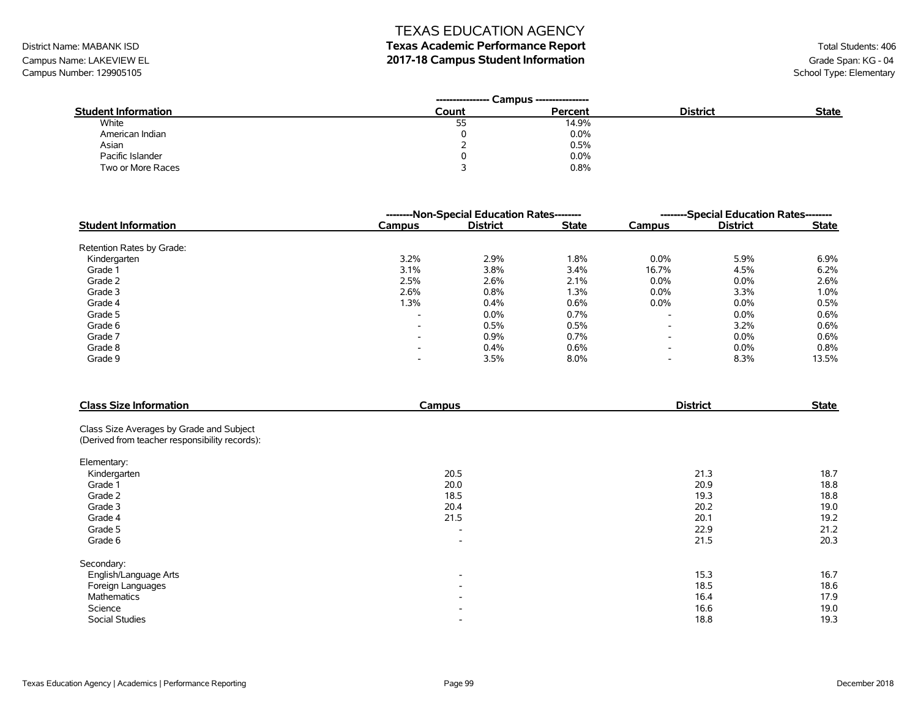# TEXAS EDUCATION AGENCY
## Texas Academic Performance Report
## 2017-18 Campus Student Information

District Name: MABANK ISD
Campus Name: LAKEVIEW EL
Campus Number: 129905105

Total Students: 406
Grade Span: KG - 04
School Type: Elementary

| Student Information | Campus Count | Campus Percent | District | State |
|---|---|---|---|---|
| White | 55 | 14.9% | | |
| American Indian | 0 | 0.0% | | |
| Asian | 2 | 0.5% | | |
| Pacific Islander | 0 | 0.0% | | |
| Two or More Races | 3 | 0.8% | | |

| Student Information | Non-Special Education Rates | | | Special Education Rates | | |
|---|---|---|---|---|---|---|
| | Campus | District | State | Campus | District | State |
| Retention Rates by Grade: | | | | | | |
| Kindergarten | 3.2% | 2.9% | 1.8% | 0.0% | 5.9% | 6.9% |
| Grade 1 | 3.1% | 3.8% | 3.4% | 16.7% | 4.5% | 6.2% |
| Grade 2 | 2.5% | 2.6% | 2.1% | 0.0% | 0.0% | 2.6% |
| Grade 3 | 2.6% | 0.8% | 1.3% | 0.0% | 3.3% | 1.0% |
| Grade 4 | 1.3% | 0.4% | 0.6% | 0.0% | 0.0% | 0.5% |
| Grade 5 | - | 0.0% | 0.7% | - | 0.0% | 0.6% |
| Grade 6 | - | 0.5% | 0.5% | - | 3.2% | 0.6% |
| Grade 7 | - | 0.9% | 0.7% | - | 0.0% | 0.6% |
| Grade 8 | - | 0.4% | 0.6% | - | 0.0% | 0.8% |
| Grade 9 | - | 3.5% | 8.0% | - | 8.3% | 13.5% |

| Class Size Information | Campus | District | State |
|---|---|---|---|
| Class Size Averages by Grade and Subject (Derived from teacher responsibility records): | | | |
| Elementary: | | | |
| Kindergarten | 20.5 | 21.3 | 18.7 |
| Grade 1 | 20.0 | 20.9 | 18.8 |
| Grade 2 | 18.5 | 19.3 | 18.8 |
| Grade 3 | 20.4 | 20.2 | 19.0 |
| Grade 4 | 21.5 | 20.1 | 19.2 |
| Grade 5 | - | 22.9 | 21.2 |
| Grade 6 | - | 21.5 | 20.3 |
| Secondary: | | | |
| English/Language Arts | - | 15.3 | 16.7 |
| Foreign Languages | - | 18.5 | 18.6 |
| Mathematics | - | 16.4 | 17.9 |
| Science | - | 16.6 | 19.0 |
| Social Studies | - | 18.8 | 19.3 |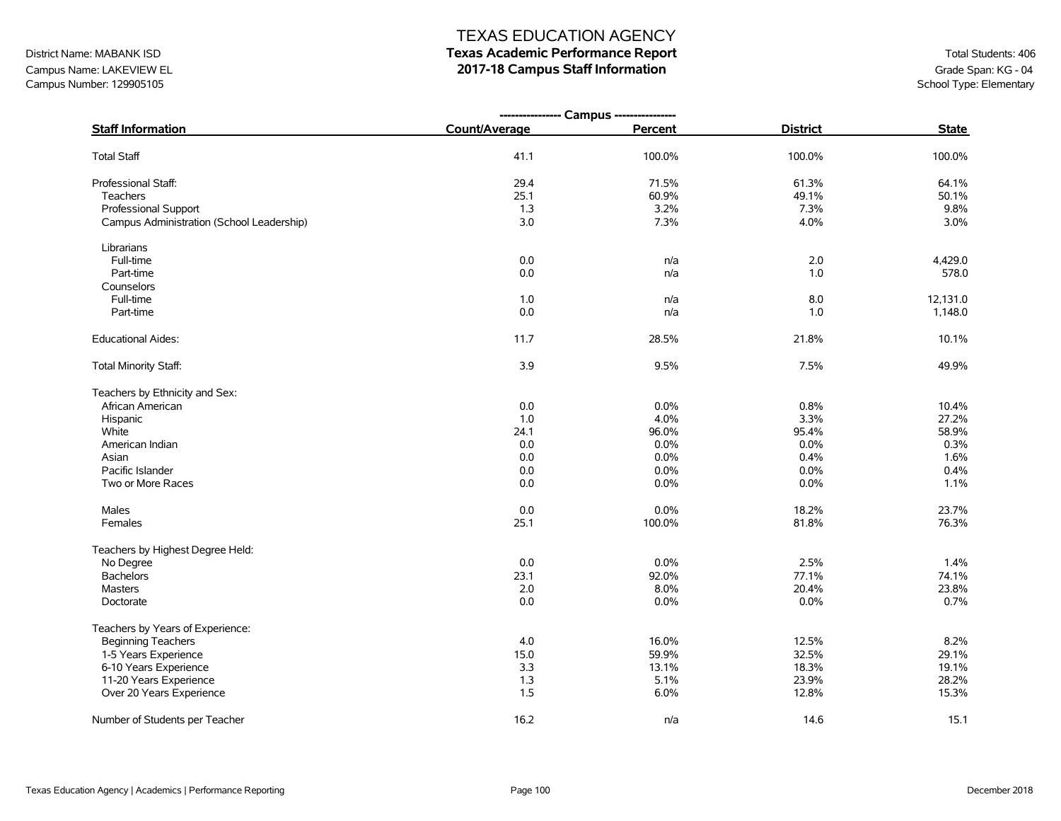# TEXAS EDUCATION AGENCY

## Texas Academic Performance Report

## 2017-18 Campus Staff Information

District Name: MABANK ISD
Campus Name: LAKEVIEW EL
Campus Number: 129905105

Total Students: 406
Grade Span: KG - 04
School Type: Elementary

| Staff Information | Campus Count/Average | Campus Percent | District | State |
|---|---|---|---|---|
| Total Staff | 41.1 | 100.0% | 100.0% | 100.0% |
| Professional Staff: | 29.4 | 71.5% | 61.3% | 64.1% |
| Teachers | 25.1 | 60.9% | 49.1% | 50.1% |
| Professional Support | 1.3 | 3.2% | 7.3% | 9.8% |
| Campus Administration (School Leadership) | 3.0 | 7.3% | 4.0% | 3.0% |
| Librarians | | | | |
| Full-time | 0.0 | n/a | 2.0 | 4,429.0 |
| Part-time | 0.0 | n/a | 1.0 | 578.0 |
| Counselors | | | | |
| Full-time | 1.0 | n/a | 8.0 | 12,131.0 |
| Part-time | 0.0 | n/a | 1.0 | 1,148.0 |
| Educational Aides: | 11.7 | 28.5% | 21.8% | 10.1% |
| Total Minority Staff: | 3.9 | 9.5% | 7.5% | 49.9% |
| Teachers by Ethnicity and Sex: | | | | |
| African American | 0.0 | 0.0% | 0.8% | 10.4% |
| Hispanic | 1.0 | 4.0% | 3.3% | 27.2% |
| White | 24.1 | 96.0% | 95.4% | 58.9% |
| American Indian | 0.0 | 0.0% | 0.0% | 0.3% |
| Asian | 0.0 | 0.0% | 0.4% | 1.6% |
| Pacific Islander | 0.0 | 0.0% | 0.0% | 0.4% |
| Two or More Races | 0.0 | 0.0% | 0.0% | 1.1% |
| Males | 0.0 | 0.0% | 18.2% | 23.7% |
| Females | 25.1 | 100.0% | 81.8% | 76.3% |
| Teachers by Highest Degree Held: | | | | |
| No Degree | 0.0 | 0.0% | 2.5% | 1.4% |
| Bachelors | 23.1 | 92.0% | 77.1% | 74.1% |
| Masters | 2.0 | 8.0% | 20.4% | 23.8% |
| Doctorate | 0.0 | 0.0% | 0.0% | 0.7% |
| Teachers by Years of Experience: | | | | |
| Beginning Teachers | 4.0 | 16.0% | 12.5% | 8.2% |
| 1-5 Years Experience | 15.0 | 59.9% | 32.5% | 29.1% |
| 6-10 Years Experience | 3.3 | 13.1% | 18.3% | 19.1% |
| 11-20 Years Experience | 1.3 | 5.1% | 23.9% | 28.2% |
| Over 20 Years Experience | 1.5 | 6.0% | 12.8% | 15.3% |
| Number of Students per Teacher | 16.2 | n/a | 14.6 | 15.1 |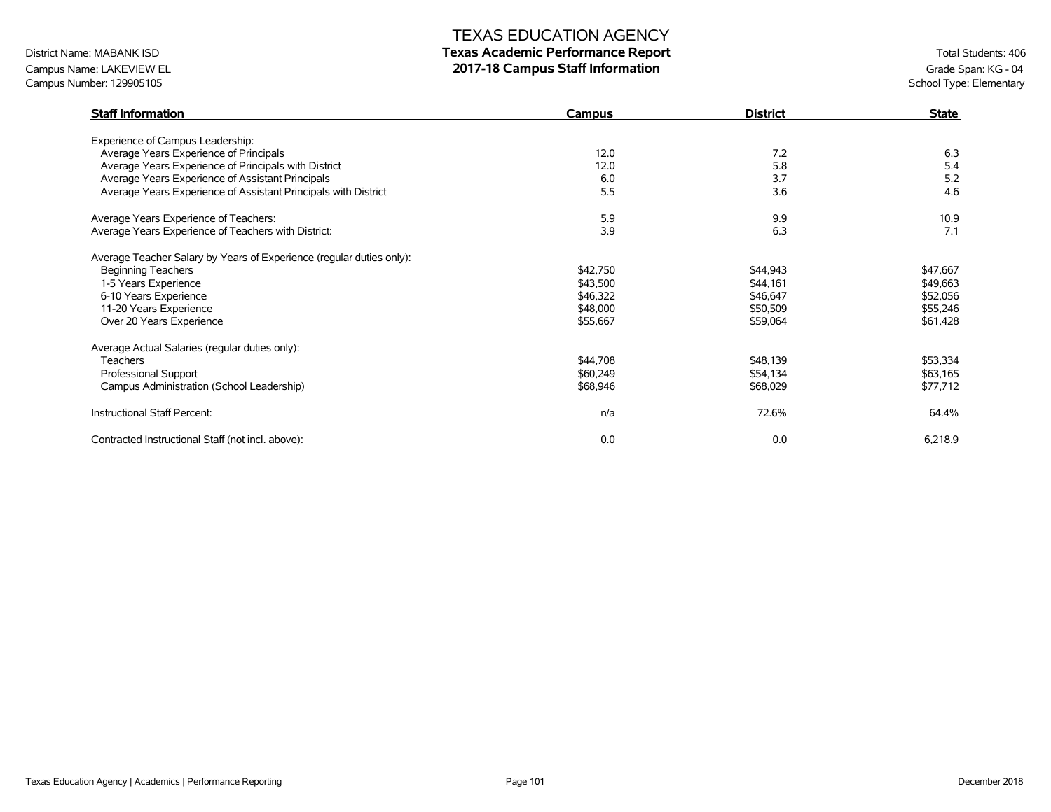# TEXAS EDUCATION AGENCY

District Name: MABANK ISD
Campus Name: LAKEVIEW EL
Campus Number: 129905105

## Texas Academic Performance Report
## 2017-18 Campus Staff Information

Total Students: 406
Grade Span: KG - 04
School Type: Elementary

| Staff Information | Campus | District | State |
|---|---|---|---|
| Experience of Campus Leadership: | | | |
| Average Years Experience of Principals | 12.0 | 7.2 | 6.3 |
| Average Years Experience of Principals with District | 12.0 | 5.8 | 5.4 |
| Average Years Experience of Assistant Principals | 6.0 | 3.7 | 5.2 |
| Average Years Experience of Assistant Principals with District | 5.5 | 3.6 | 4.6 |
| | | | |
| Average Years Experience of Teachers: | 5.9 | 9.9 | 10.9 |
| Average Years Experience of Teachers with District: | 3.9 | 6.3 | 7.1 |
| | | | |
| Average Teacher Salary by Years of Experience (regular duties only): | | | |
| Beginning Teachers | $42,750 | $44,943 | $47,667 |
| 1-5 Years Experience | $43,500 | $44,161 | $49,663 |
| 6-10 Years Experience | $46,322 | $46,647 | $52,056 |
| 11-20 Years Experience | $48,000 | $50,509 | $55,246 |
| Over 20 Years Experience | $55,667 | $59,064 | $61,428 |
| | | | |
| Average Actual Salaries (regular duties only): | | | |
| Teachers | $44,708 | $48,139 | $53,334 |
| Professional Support | $60,249 | $54,134 | $63,165 |
| Campus Administration (School Leadership) | $68,946 | $68,029 | $77,712 |
| | | | |
| Instructional Staff Percent: | n/a | 72.6% | 64.4% |
| | | | |
| Contracted Instructional Staff (not incl. above): | 0.0 | 0.0 | 6,218.9 |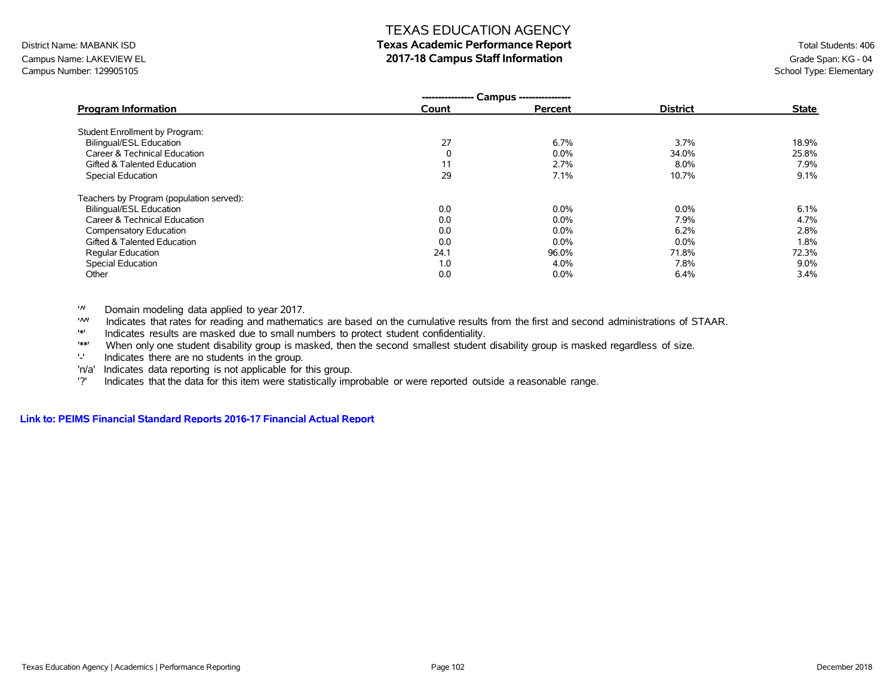TEXAS EDUCATION AGENCY

District Name: MABANK ISD
Campus Name: LAKEVIEW EL
Campus Number: 129905105

# Texas Academic Performance Report
## 2017-18 Campus Staff Information

Total Students: 406
Grade Span: KG - 04
School Type: Elementary

| | Campus | | | |
|---|---|---|---|---|
| **Program Information** | **Count** | **Percent** | **District** | **State** |
| Student Enrollment by Program: | | | | |
| Bilingual/ESL Education | 27 | 6.7% | 3.7% | 18.9% |
| Career & Technical Education | 0 | 0.0% | 34.0% | 25.8% |
| Gifted & Talented Education | 11 | 2.7% | 8.0% | 7.9% |
| Special Education | 29 | 7.1% | 10.7% | 9.1% |
| Teachers by Program (population served): | | | | |
| Bilingual/ESL Education | 0.0 | 0.0% | 0.0% | 6.1% |
| Career & Technical Education | 0.0 | 0.0% | 7.9% | 4.7% |
| Compensatory Education | 0.0 | 0.0% | 6.2% | 2.8% |
| Gifted & Talented Education | 0.0 | 0.0% | 0.0% | 1.8% |
| Regular Education | 24.1 | 96.0% | 71.8% | 72.3% |
| Special Education | 1.0 | 4.0% | 7.8% | 9.0% |
| Other | 0.0 | 0.0% | 6.4% | 3.4% |

'^' Domain modeling data applied to year 2017.
'^^' Indicates that rates for reading and mathematics are based on the cumulative results from the first and second administrations of STAAR.
'*' Indicates results are masked due to small numbers to protect student confidentiality.
'**' When only one student disability group is masked, then the second smallest student disability group is masked regardless of size.
'-' Indicates there are no students in the group.
'n/a' Indicates data reporting is not applicable for this group.
'?' Indicates that the data for this item were statistically improbable or were reported outside a reasonable range.

**Link to: PEIMS Financial Standard Reports 2016-17 Financial Actual Report**